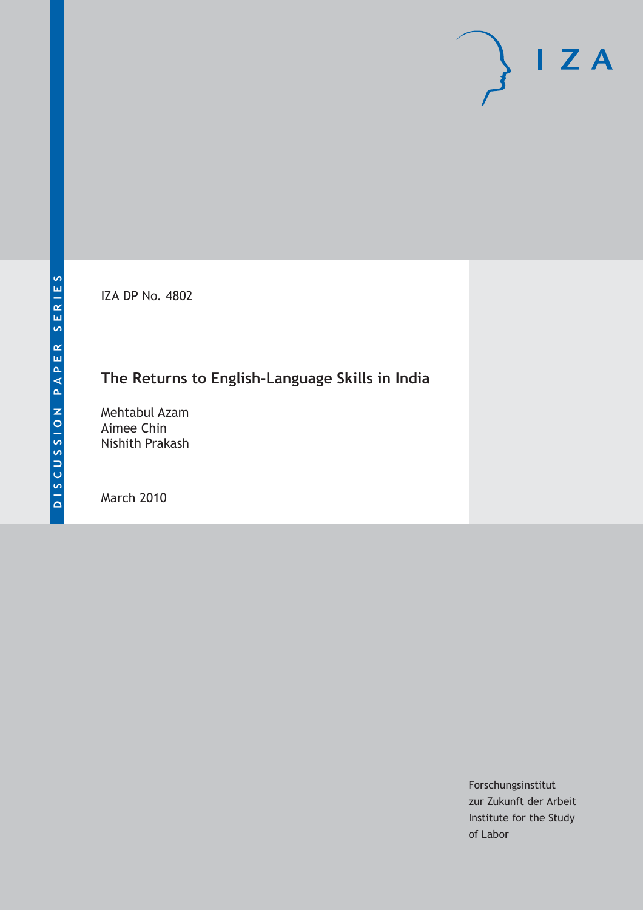DISCUSSION PAPER SERIES

IZA DP No. 4802

# The Returns to English-Language Skills in India

Mehtabul Azam
Aimee Chin
Nishith Prakash

March 2010

Forschungsinstitut
zur Zukunft der Arbeit
Institute for the Study
of Labor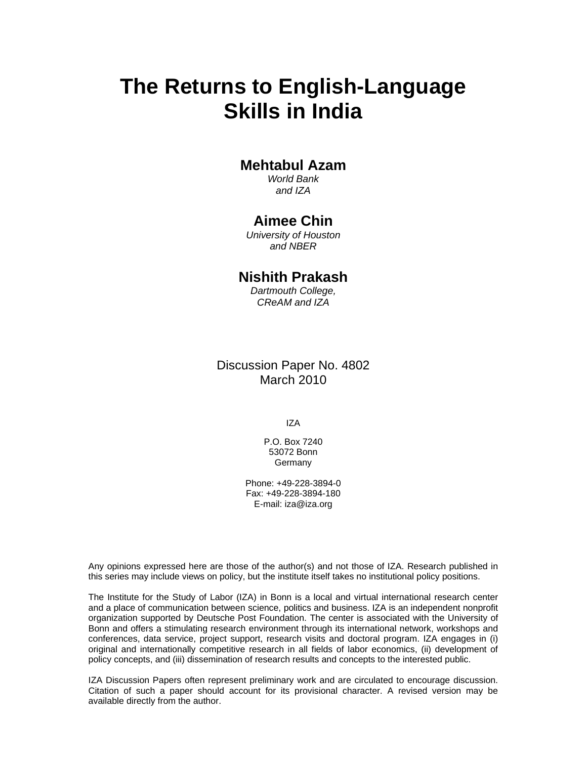# The Returns to English-Language Skills in India

**Mehtabul Azam**
*World Bank*
*and IZA*

**Aimee Chin**
*University of Houston*
*and NBER*

**Nishith Prakash**
*Dartmouth College,*
*CReAM and IZA*

Discussion Paper No. 4802
March 2010

IZA

P.O. Box 7240
53072 Bonn
Germany

Phone: +49-228-3894-0
Fax: +49-228-3894-180
E-mail: iza@iza.org

Any opinions expressed here are those of the author(s) and not those of IZA. Research published in this series may include views on policy, but the institute itself takes no institutional policy positions.

The Institute for the Study of Labor (IZA) in Bonn is a local and virtual international research center and a place of communication between science, politics and business. IZA is an independent nonprofit organization supported by Deutsche Post Foundation. The center is associated with the University of Bonn and offers a stimulating research environment through its international network, workshops and conferences, data service, project support, research visits and doctoral program. IZA engages in (i) original and internationally competitive research in all fields of labor economics, (ii) development of policy concepts, and (iii) dissemination of research results and concepts to the interested public.

IZA Discussion Papers often represent preliminary work and are circulated to encourage discussion. Citation of such a paper should account for its provisional character. A revised version may be available directly from the author.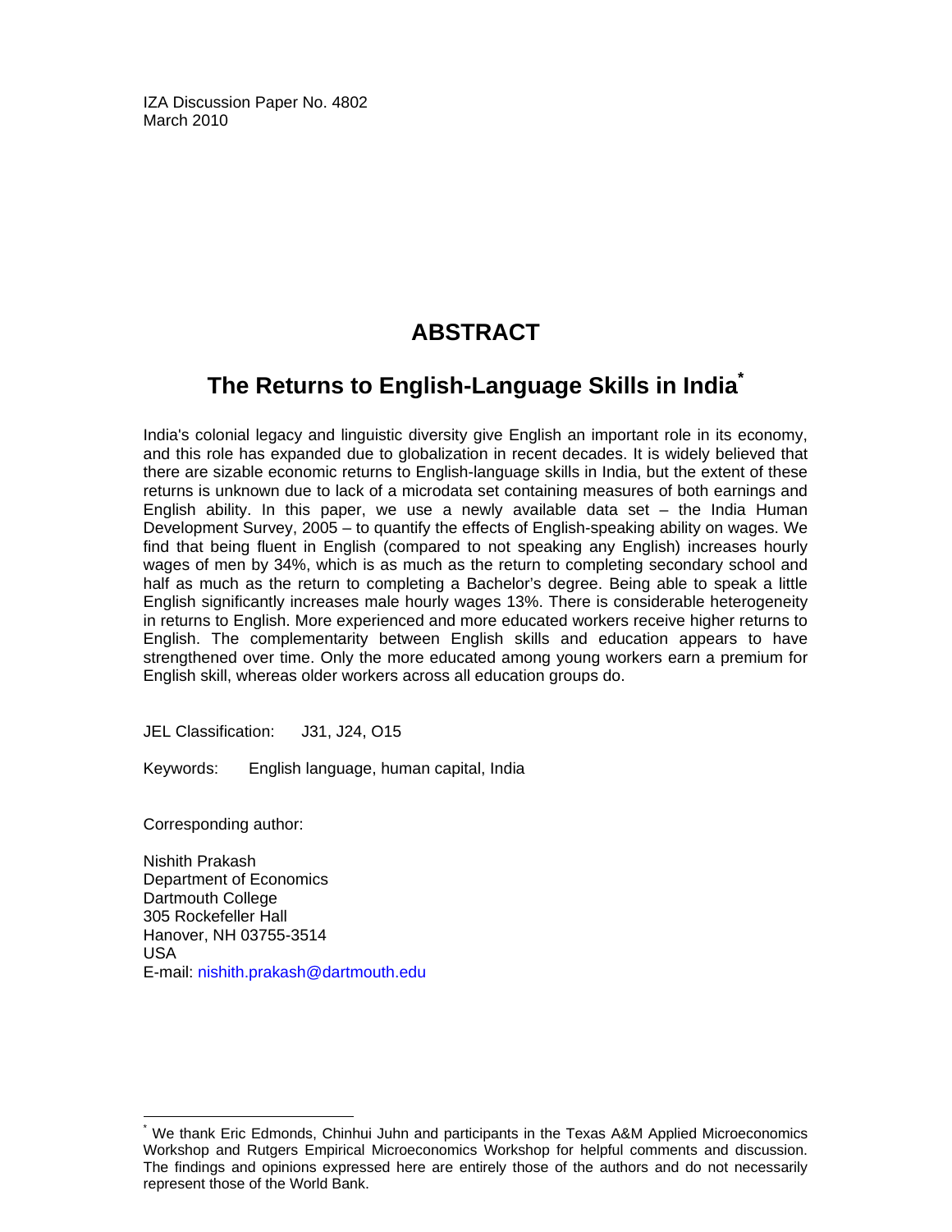IZA Discussion Paper No. 4802
March 2010

# ABSTRACT

## The Returns to English-Language Skills in India[*]

India's colonial legacy and linguistic diversity give English an important role in its economy, and this role has expanded due to globalization in recent decades. It is widely believed that there are sizable economic returns to English-language skills in India, but the extent of these returns is unknown due to lack of a microdata set containing measures of both earnings and English ability. In this paper, we use a newly available data set – the India Human Development Survey, 2005 – to quantify the effects of English-speaking ability on wages. We find that being fluent in English (compared to not speaking any English) increases hourly wages of men by 34%, which is as much as the return to completing secondary school and half as much as the return to completing a Bachelor's degree. Being able to speak a little English significantly increases male hourly wages 13%. There is considerable heterogeneity in returns to English. More experienced and more educated workers receive higher returns to English. The complementarity between English skills and education appears to have strengthened over time. Only the more educated among young workers earn a premium for English skill, whereas older workers across all education groups do.

JEL Classification: J31, J24, O15

Keywords: English language, human capital, India

Corresponding author:

Nishith Prakash
Department of Economics
Dartmouth College
305 Rockefeller Hall
Hanover, NH 03755-3514
USA
E-mail: nishith.prakash@dartmouth.edu

[*] We thank Eric Edmonds, Chinhui Juhn and participants in the Texas A&M Applied Microeconomics Workshop and Rutgers Empirical Microeconomics Workshop for helpful comments and discussion. The findings and opinions expressed here are entirely those of the authors and do not necessarily represent those of the World Bank.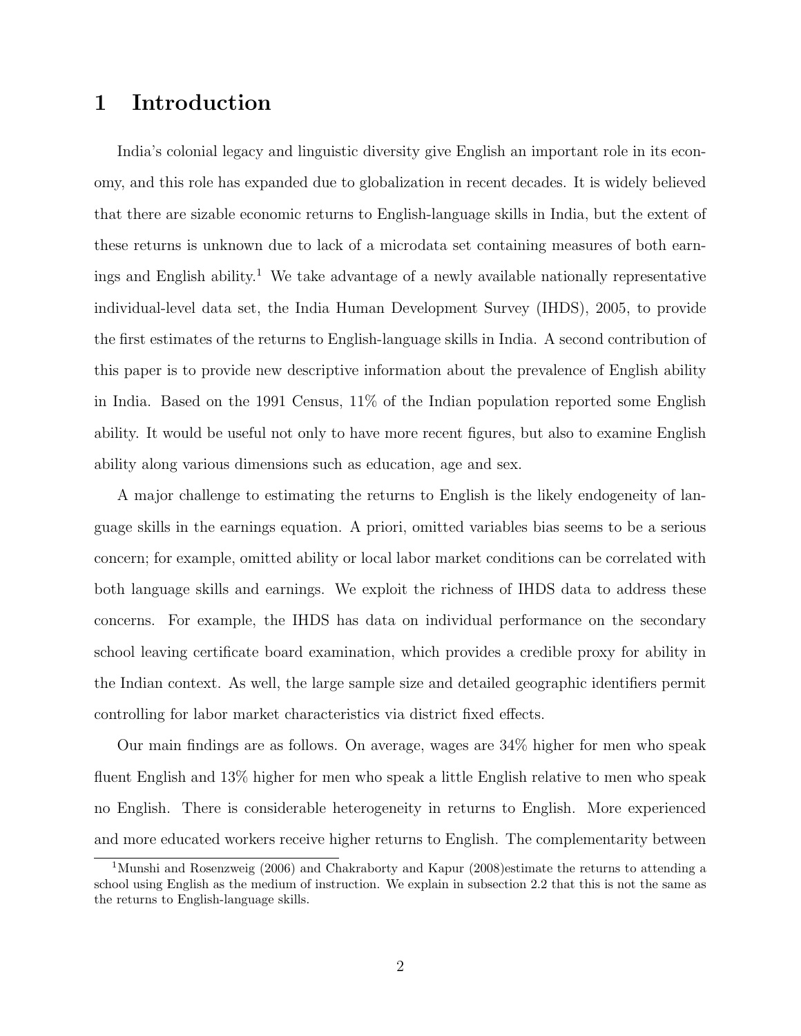# 1 Introduction

India's colonial legacy and linguistic diversity give English an important role in its economy, and this role has expanded due to globalization in recent decades. It is widely believed that there are sizable economic returns to English-language skills in India, but the extent of these returns is unknown due to lack of a microdata set containing measures of both earnings and English ability.[1] We take advantage of a newly available nationally representative individual-level data set, the India Human Development Survey (IHDS), 2005, to provide the first estimates of the returns to English-language skills in India. A second contribution of this paper is to provide new descriptive information about the prevalence of English ability in India. Based on the 1991 Census, 11% of the Indian population reported some English ability. It would be useful not only to have more recent figures, but also to examine English ability along various dimensions such as education, age and sex.

A major challenge to estimating the returns to English is the likely endogeneity of language skills in the earnings equation. A priori, omitted variables bias seems to be a serious concern; for example, omitted ability or local labor market conditions can be correlated with both language skills and earnings. We exploit the richness of IHDS data to address these concerns. For example, the IHDS has data on individual performance on the secondary school leaving certificate board examination, which provides a credible proxy for ability in the Indian context. As well, the large sample size and detailed geographic identifiers permit controlling for labor market characteristics via district fixed effects.

Our main findings are as follows. On average, wages are 34% higher for men who speak fluent English and 13% higher for men who speak a little English relative to men who speak no English. There is considerable heterogeneity in returns to English. More experienced and more educated workers receive higher returns to English. The complementarity between

[1] Munshi and Rosenzweig (2006) and Chakraborty and Kapur (2008)estimate the returns to attending a school using English as the medium of instruction. We explain in subsection 2.2 that this is not the same as the returns to English-language skills.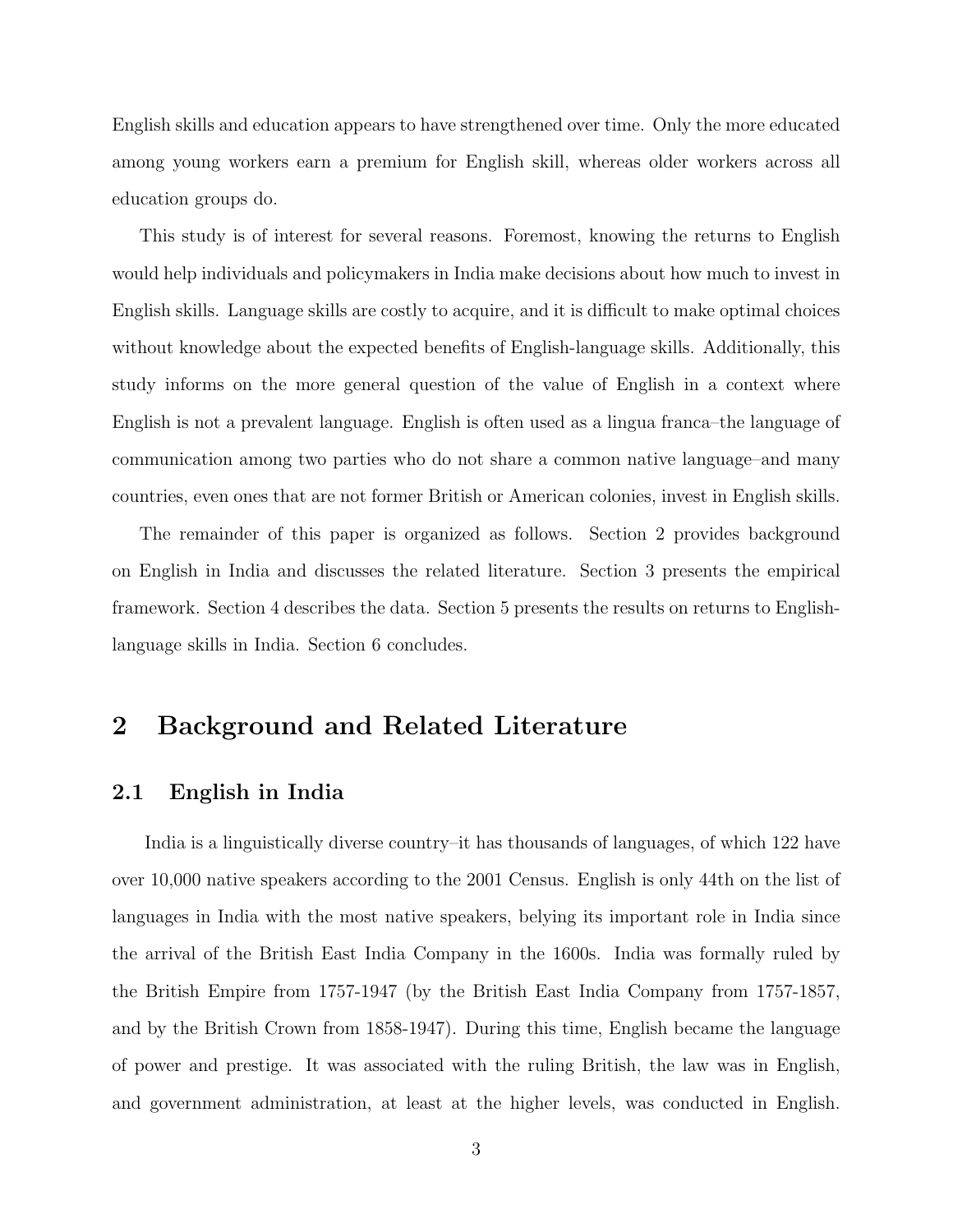English skills and education appears to have strengthened over time. Only the more educated among young workers earn a premium for English skill, whereas older workers across all education groups do.

This study is of interest for several reasons. Foremost, knowing the returns to English would help individuals and policymakers in India make decisions about how much to invest in English skills. Language skills are costly to acquire, and it is difficult to make optimal choices without knowledge about the expected benefits of English-language skills. Additionally, this study informs on the more general question of the value of English in a context where English is not a prevalent language. English is often used as a lingua franca–the language of communication among two parties who do not share a common native language–and many countries, even ones that are not former British or American colonies, invest in English skills.

The remainder of this paper is organized as follows. Section 2 provides background on English in India and discusses the related literature. Section 3 presents the empirical framework. Section 4 describes the data. Section 5 presents the results on returns to English-language skills in India. Section 6 concludes.

# 2 Background and Related Literature

## 2.1 English in India

India is a linguistically diverse country–it has thousands of languages, of which 122 have over 10,000 native speakers according to the 2001 Census. English is only 44th on the list of languages in India with the most native speakers, belying its important role in India since the arrival of the British East India Company in the 1600s. India was formally ruled by the British Empire from 1757-1947 (by the British East India Company from 1757-1857, and by the British Crown from 1858-1947). During this time, English became the language of power and prestige. It was associated with the ruling British, the law was in English, and government administration, at least at the higher levels, was conducted in English.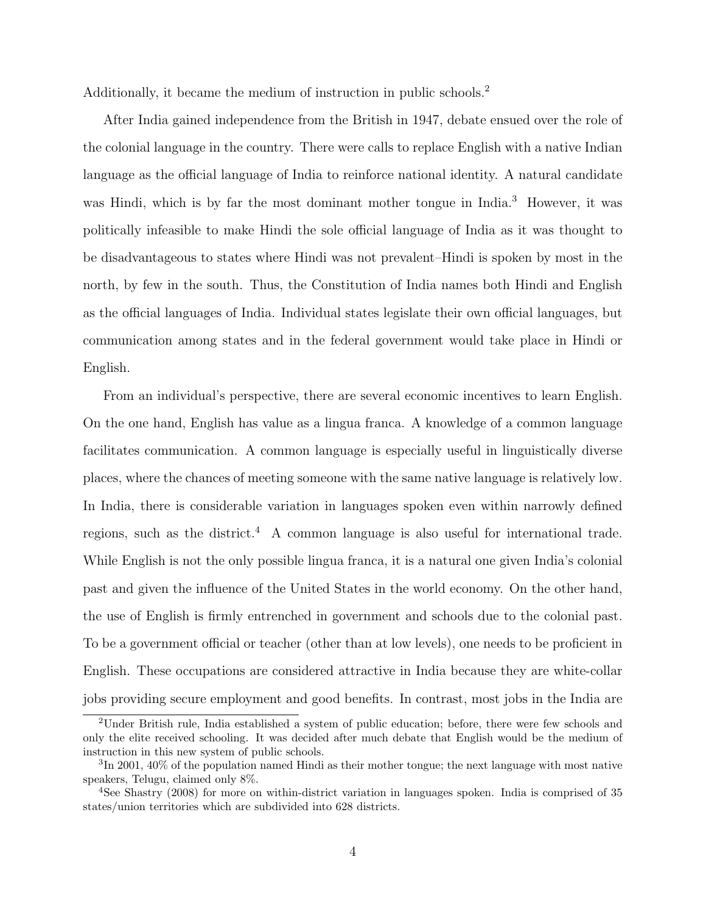Additionally, it became the medium of instruction in public schools.[2]

After India gained independence from the British in 1947, debate ensued over the role of the colonial language in the country. There were calls to replace English with a native Indian language as the official language of India to reinforce national identity. A natural candidate was Hindi, which is by far the most dominant mother tongue in India.[3] However, it was politically infeasible to make Hindi the sole official language of India as it was thought to be disadvantageous to states where Hindi was not prevalent–Hindi is spoken by most in the north, by few in the south. Thus, the Constitution of India names both Hindi and English as the official languages of India. Individual states legislate their own official languages, but communication among states and in the federal government would take place in Hindi or English.

From an individual's perspective, there are several economic incentives to learn English. On the one hand, English has value as a lingua franca. A knowledge of a common language facilitates communication. A common language is especially useful in linguistically diverse places, where the chances of meeting someone with the same native language is relatively low. In India, there is considerable variation in languages spoken even within narrowly defined regions, such as the district.[4] A common language is also useful for international trade. While English is not the only possible lingua franca, it is a natural one given India's colonial past and given the influence of the United States in the world economy. On the other hand, the use of English is firmly entrenched in government and schools due to the colonial past. To be a government official or teacher (other than at low levels), one needs to be proficient in English. These occupations are considered attractive in India because they are white-collar jobs providing secure employment and good benefits. In contrast, most jobs in the India are

[2]Under British rule, India established a system of public education; before, there were few schools and only the elite received schooling. It was decided after much debate that English would be the medium of instruction in this new system of public schools.

[3]In 2001, 40% of the population named Hindi as their mother tongue; the next language with most native speakers, Telugu, claimed only 8%.

[4]See Shastry (2008) for more on within-district variation in languages spoken. India is comprised of 35 states/union territories which are subdivided into 628 districts.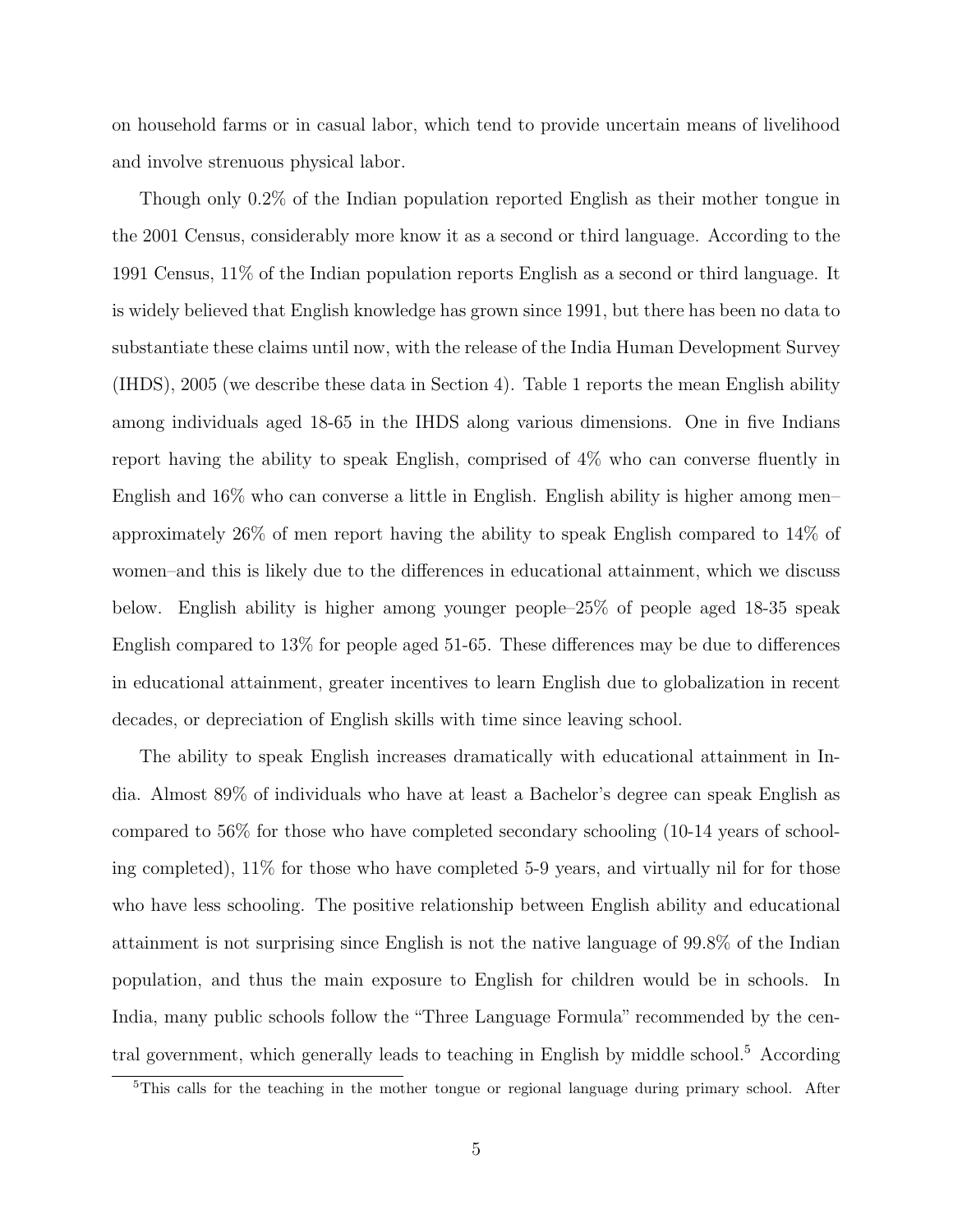on household farms or in casual labor, which tend to provide uncertain means of livelihood and involve strenuous physical labor.

Though only 0.2% of the Indian population reported English as their mother tongue in the 2001 Census, considerably more know it as a second or third language. According to the 1991 Census, 11% of the Indian population reports English as a second or third language. It is widely believed that English knowledge has grown since 1991, but there has been no data to substantiate these claims until now, with the release of the India Human Development Survey (IHDS), 2005 (we describe these data in Section 4). Table 1 reports the mean English ability among individuals aged 18-65 in the IHDS along various dimensions. One in five Indians report having the ability to speak English, comprised of 4% who can converse fluently in English and 16% who can converse a little in English. English ability is higher among men– approximately 26% of men report having the ability to speak English compared to 14% of women–and this is likely due to the differences in educational attainment, which we discuss below. English ability is higher among younger people–25% of people aged 18-35 speak English compared to 13% for people aged 51-65. These differences may be due to differences in educational attainment, greater incentives to learn English due to globalization in recent decades, or depreciation of English skills with time since leaving school.

The ability to speak English increases dramatically with educational attainment in India. Almost 89% of individuals who have at least a Bachelor's degree can speak English as compared to 56% for those who have completed secondary schooling (10-14 years of schooling completed), 11% for those who have completed 5-9 years, and virtually nil for for those who have less schooling. The positive relationship between English ability and educational attainment is not surprising since English is not the native language of 99.8% of the Indian population, and thus the main exposure to English for children would be in schools. In India, many public schools follow the "Three Language Formula" recommended by the central government, which generally leads to teaching in English by middle school.[5] According

[5]This calls for the teaching in the mother tongue or regional language during primary school. After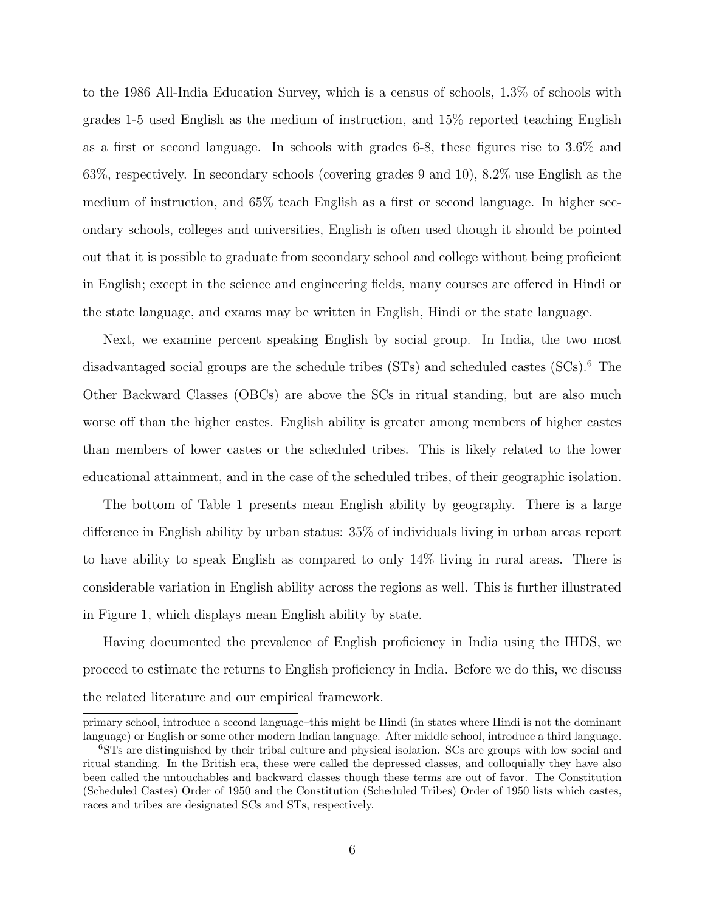to the 1986 All-India Education Survey, which is a census of schools, 1.3% of schools with grades 1-5 used English as the medium of instruction, and 15% reported teaching English as a first or second language. In schools with grades 6-8, these figures rise to 3.6% and 63%, respectively. In secondary schools (covering grades 9 and 10), 8.2% use English as the medium of instruction, and 65% teach English as a first or second language. In higher secondary schools, colleges and universities, English is often used though it should be pointed out that it is possible to graduate from secondary school and college without being proficient in English; except in the science and engineering fields, many courses are offered in Hindi or the state language, and exams may be written in English, Hindi or the state language.

Next, we examine percent speaking English by social group. In India, the two most disadvantaged social groups are the schedule tribes (STs) and scheduled castes (SCs).[6] The Other Backward Classes (OBCs) are above the SCs in ritual standing, but are also much worse off than the higher castes. English ability is greater among members of higher castes than members of lower castes or the scheduled tribes. This is likely related to the lower educational attainment, and in the case of the scheduled tribes, of their geographic isolation.

The bottom of Table 1 presents mean English ability by geography. There is a large difference in English ability by urban status: 35% of individuals living in urban areas report to have ability to speak English as compared to only 14% living in rural areas. There is considerable variation in English ability across the regions as well. This is further illustrated in Figure 1, which displays mean English ability by state.

Having documented the prevalence of English proficiency in India using the IHDS, we proceed to estimate the returns to English proficiency in India. Before we do this, we discuss the related literature and our empirical framework.

---

primary school, introduce a second language–this might be Hindi (in states where Hindi is not the dominant language) or English or some other modern Indian language. After middle school, introduce a third language.

[6] STs are distinguished by their tribal culture and physical isolation. SCs are groups with low social and ritual standing. In the British era, these were called the depressed classes, and colloquially they have also been called the untouchables and backward classes though these terms are out of favor. The Constitution (Scheduled Castes) Order of 1950 and the Constitution (Scheduled Tribes) Order of 1950 lists which castes, races and tribes are designated SCs and STs, respectively.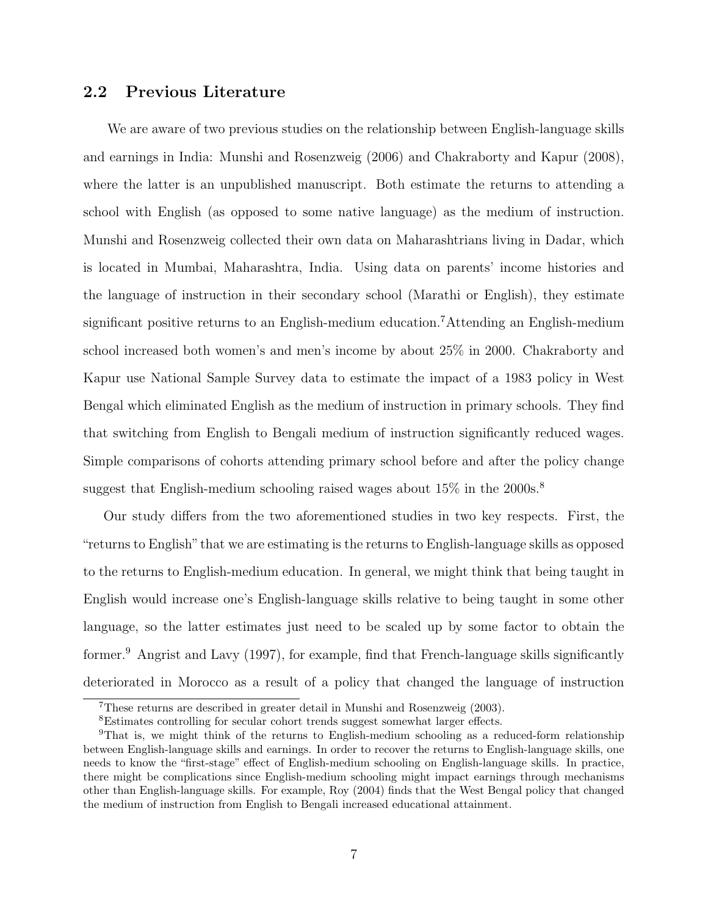## 2.2 Previous Literature

We are aware of two previous studies on the relationship between English-language skills and earnings in India: Munshi and Rosenzweig (2006) and Chakraborty and Kapur (2008), where the latter is an unpublished manuscript. Both estimate the returns to attending a school with English (as opposed to some native language) as the medium of instruction. Munshi and Rosenzweig collected their own data on Maharashtrians living in Dadar, which is located in Mumbai, Maharashtra, India. Using data on parents' income histories and the language of instruction in their secondary school (Marathi or English), they estimate significant positive returns to an English-medium education.[7] Attending an English-medium school increased both women's and men's income by about 25% in 2000. Chakraborty and Kapur use National Sample Survey data to estimate the impact of a 1983 policy in West Bengal which eliminated English as the medium of instruction in primary schools. They find that switching from English to Bengali medium of instruction significantly reduced wages. Simple comparisons of cohorts attending primary school before and after the policy change suggest that English-medium schooling raised wages about 15% in the 2000s.[8]

Our study differs from the two aforementioned studies in two key respects. First, the "returns to English" that we are estimating is the returns to English-language skills as opposed to the returns to English-medium education. In general, we might think that being taught in English would increase one's English-language skills relative to being taught in some other language, so the latter estimates just need to be scaled up by some factor to obtain the former.[9] Angrist and Lavy (1997), for example, find that French-language skills significantly deteriorated in Morocco as a result of a policy that changed the language of instruction

---

[7] These returns are described in greater detail in Munshi and Rosenzweig (2003).

[8] Estimates controlling for secular cohort trends suggest somewhat larger effects.

[9] That is, we might think of the returns to English-medium schooling as a reduced-form relationship between English-language skills and earnings. In order to recover the returns to English-language skills, one needs to know the "first-stage" effect of English-medium schooling on English-language skills. In practice, there might be complications since English-medium schooling might impact earnings through mechanisms other than English-language skills. For example, Roy (2004) finds that the West Bengal policy that changed the medium of instruction from English to Bengali increased educational attainment.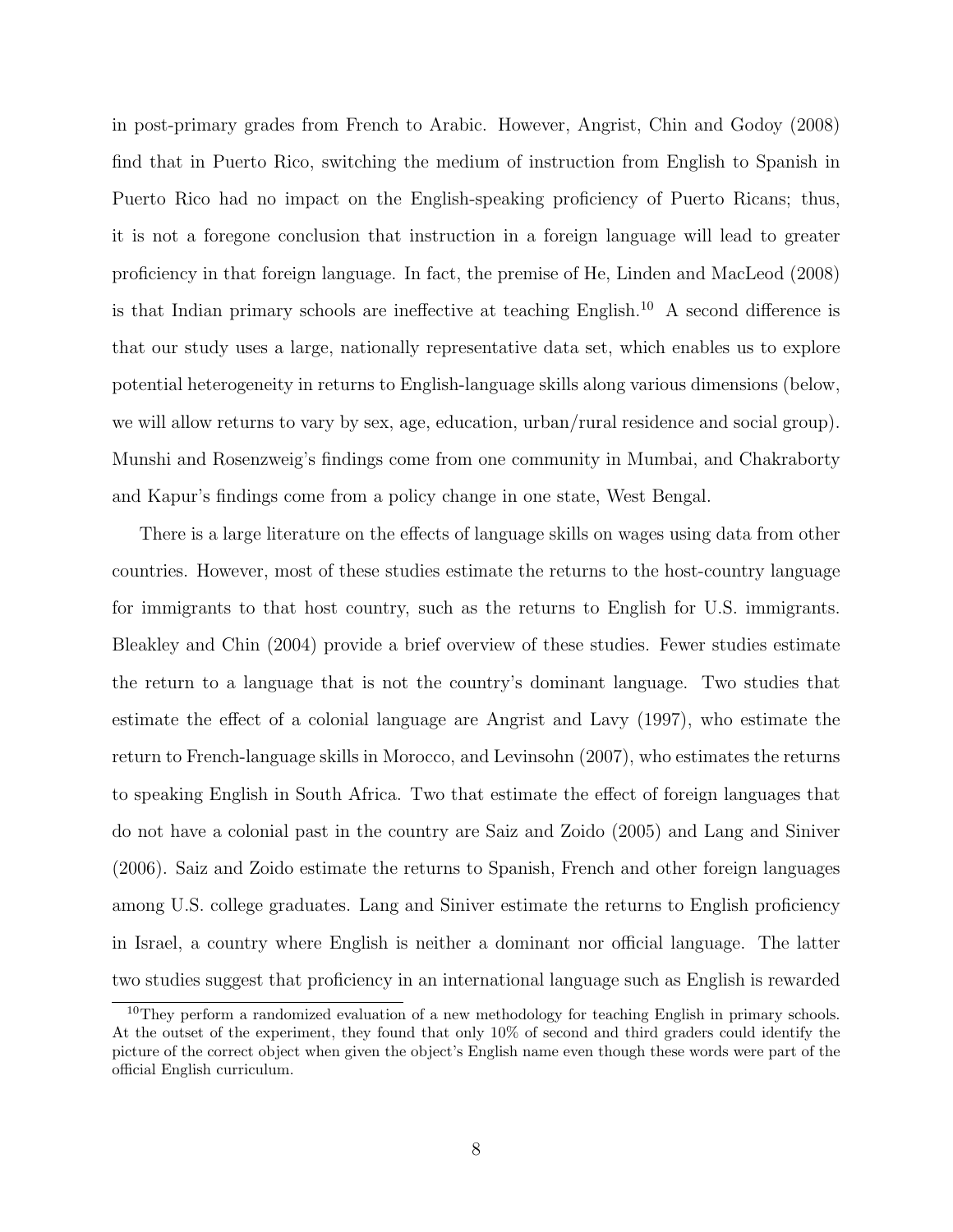in post-primary grades from French to Arabic. However, Angrist, Chin and Godoy (2008) find that in Puerto Rico, switching the medium of instruction from English to Spanish in Puerto Rico had no impact on the English-speaking proficiency of Puerto Ricans; thus, it is not a foregone conclusion that instruction in a foreign language will lead to greater proficiency in that foreign language. In fact, the premise of He, Linden and MacLeod (2008) is that Indian primary schools are ineffective at teaching English.[10] A second difference is that our study uses a large, nationally representative data set, which enables us to explore potential heterogeneity in returns to English-language skills along various dimensions (below, we will allow returns to vary by sex, age, education, urban/rural residence and social group). Munshi and Rosenzweig's findings come from one community in Mumbai, and Chakraborty and Kapur's findings come from a policy change in one state, West Bengal.

There is a large literature on the effects of language skills on wages using data from other countries. However, most of these studies estimate the returns to the host-country language for immigrants to that host country, such as the returns to English for U.S. immigrants. Bleakley and Chin (2004) provide a brief overview of these studies. Fewer studies estimate the return to a language that is not the country's dominant language. Two studies that estimate the effect of a colonial language are Angrist and Lavy (1997), who estimate the return to French-language skills in Morocco, and Levinsohn (2007), who estimates the returns to speaking English in South Africa. Two that estimate the effect of foreign languages that do not have a colonial past in the country are Saiz and Zoido (2005) and Lang and Siniver (2006). Saiz and Zoido estimate the returns to Spanish, French and other foreign languages among U.S. college graduates. Lang and Siniver estimate the returns to English proficiency in Israel, a country where English is neither a dominant nor official language. The latter two studies suggest that proficiency in an international language such as English is rewarded

[10] They perform a randomized evaluation of a new methodology for teaching English in primary schools. At the outset of the experiment, they found that only 10% of second and third graders could identify the picture of the correct object when given the object's English name even though these words were part of the official English curriculum.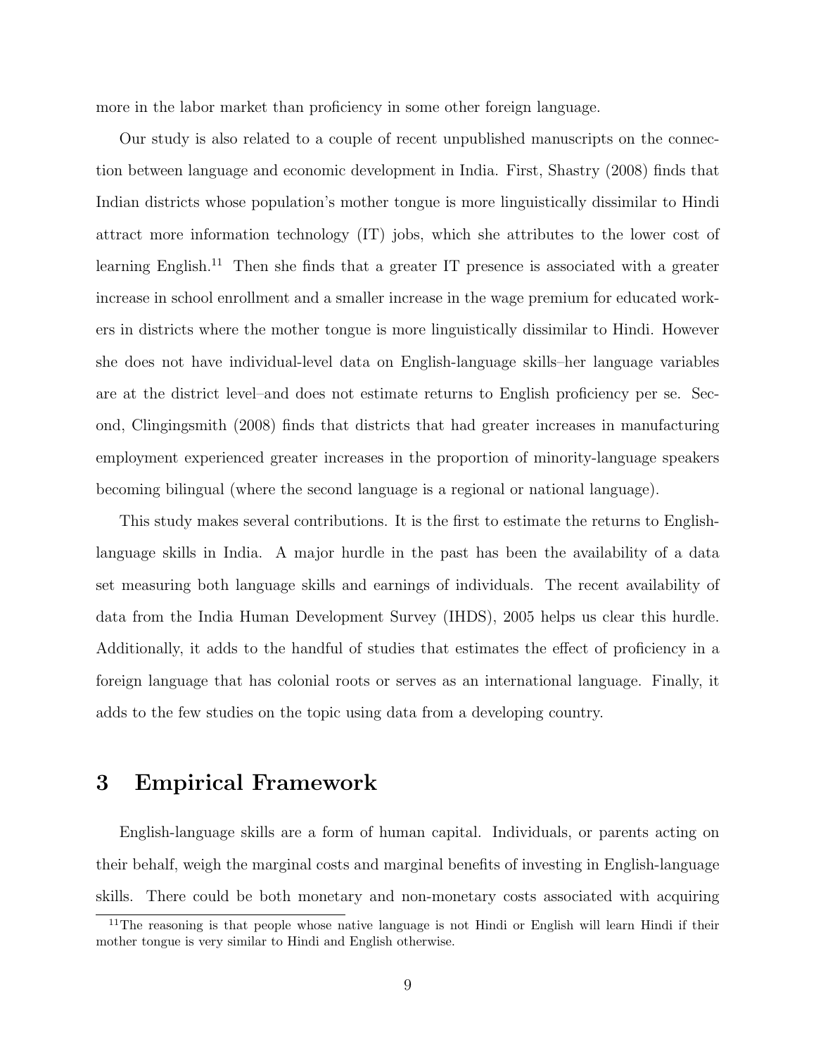more in the labor market than proficiency in some other foreign language.

Our study is also related to a couple of recent unpublished manuscripts on the connection between language and economic development in India. First, Shastry (2008) finds that Indian districts whose population's mother tongue is more linguistically dissimilar to Hindi attract more information technology (IT) jobs, which she attributes to the lower cost of learning English.[11] Then she finds that a greater IT presence is associated with a greater increase in school enrollment and a smaller increase in the wage premium for educated workers in districts where the mother tongue is more linguistically dissimilar to Hindi. However she does not have individual-level data on English-language skills–her language variables are at the district level–and does not estimate returns to English proficiency per se. Second, Clingingsmith (2008) finds that districts that had greater increases in manufacturing employment experienced greater increases in the proportion of minority-language speakers becoming bilingual (where the second language is a regional or national language).

This study makes several contributions. It is the first to estimate the returns to English-language skills in India. A major hurdle in the past has been the availability of a data set measuring both language skills and earnings of individuals. The recent availability of data from the India Human Development Survey (IHDS), 2005 helps us clear this hurdle. Additionally, it adds to the handful of studies that estimates the effect of proficiency in a foreign language that has colonial roots or serves as an international language. Finally, it adds to the few studies on the topic using data from a developing country.

# 3 Empirical Framework

English-language skills are a form of human capital. Individuals, or parents acting on their behalf, weigh the marginal costs and marginal benefits of investing in English-language skills. There could be both monetary and non-monetary costs associated with acquiring

[11] The reasoning is that people whose native language is not Hindi or English will learn Hindi if their mother tongue is very similar to Hindi and English otherwise.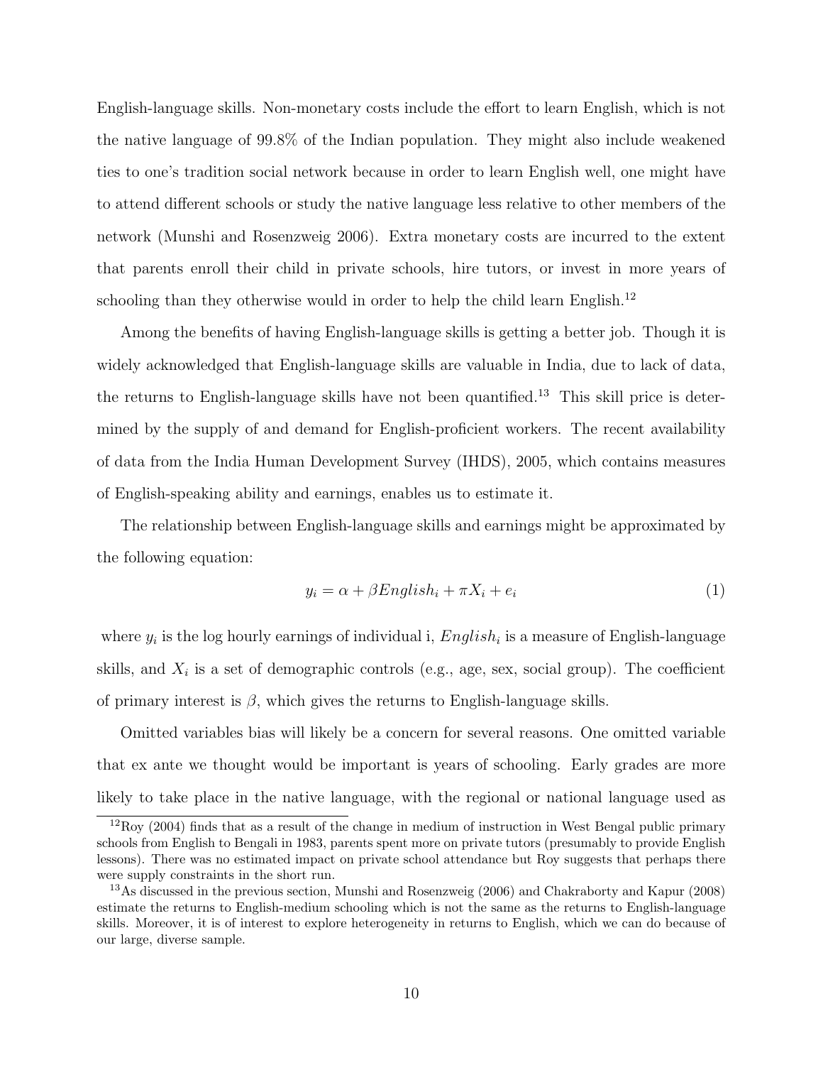English-language skills. Non-monetary costs include the effort to learn English, which is not the native language of 99.8% of the Indian population. They might also include weakened ties to one's tradition social network because in order to learn English well, one might have to attend different schools or study the native language less relative to other members of the network (Munshi and Rosenzweig 2006). Extra monetary costs are incurred to the extent that parents enroll their child in private schools, hire tutors, or invest in more years of schooling than they otherwise would in order to help the child learn English.[12]

Among the benefits of having English-language skills is getting a better job. Though it is widely acknowledged that English-language skills are valuable in India, due to lack of data, the returns to English-language skills have not been quantified.[13] This skill price is determined by the supply of and demand for English-proficient workers. The recent availability of data from the India Human Development Survey (IHDS), 2005, which contains measures of English-speaking ability and earnings, enables us to estimate it.

The relationship between English-language skills and earnings might be approximated by the following equation:

$$y_i = \alpha + \beta English_i + \pi X_i + e_i \tag{1}$$

where $y_i$ is the log hourly earnings of individual i, $English_i$ is a measure of English-language skills, and $X_i$ is a set of demographic controls (e.g., age, sex, social group). The coefficient of primary interest is $\beta$, which gives the returns to English-language skills.

Omitted variables bias will likely be a concern for several reasons. One omitted variable that ex ante we thought would be important is years of schooling. Early grades are more likely to take place in the native language, with the regional or national language used as

[12] Roy (2004) finds that as a result of the change in medium of instruction in West Bengal public primary schools from English to Bengali in 1983, parents spent more on private tutors (presumably to provide English lessons). There was no estimated impact on private school attendance but Roy suggests that perhaps there were supply constraints in the short run.

[13] As discussed in the previous section, Munshi and Rosenzweig (2006) and Chakraborty and Kapur (2008) estimate the returns to English-medium schooling which is not the same as the returns to English-language skills. Moreover, it is of interest to explore heterogeneity in returns to English, which we can do because of our large, diverse sample.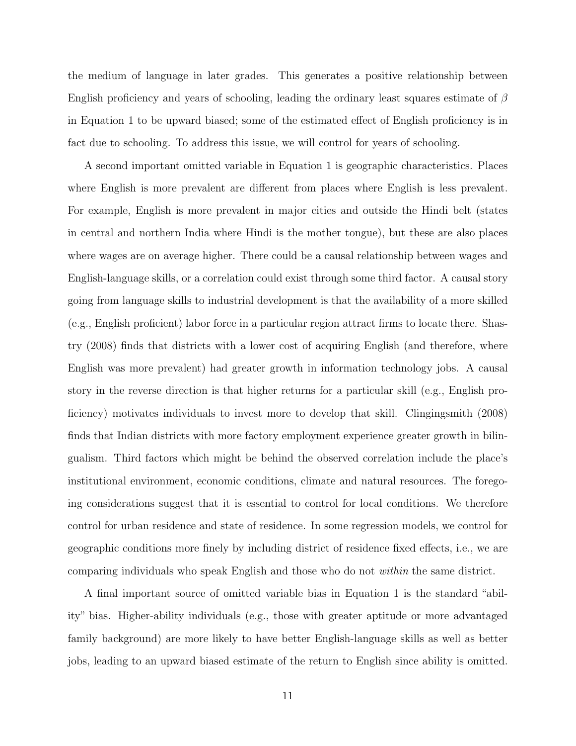the medium of language in later grades. This generates a positive relationship between English proficiency and years of schooling, leading the ordinary least squares estimate of $\beta$ in Equation 1 to be upward biased; some of the estimated effect of English proficiency is in fact due to schooling. To address this issue, we will control for years of schooling.

A second important omitted variable in Equation 1 is geographic characteristics. Places where English is more prevalent are different from places where English is less prevalent. For example, English is more prevalent in major cities and outside the Hindi belt (states in central and northern India where Hindi is the mother tongue), but these are also places where wages are on average higher. There could be a causal relationship between wages and English-language skills, or a correlation could exist through some third factor. A causal story going from language skills to industrial development is that the availability of a more skilled (e.g., English proficient) labor force in a particular region attract firms to locate there. Shastry (2008) finds that districts with a lower cost of acquiring English (and therefore, where English was more prevalent) had greater growth in information technology jobs. A causal story in the reverse direction is that higher returns for a particular skill (e.g., English proficiency) motivates individuals to invest more to develop that skill. Clingingsmith (2008) finds that Indian districts with more factory employment experience greater growth in bilingualism. Third factors which might be behind the observed correlation include the place's institutional environment, economic conditions, climate and natural resources. The foregoing considerations suggest that it is essential to control for local conditions. We therefore control for urban residence and state of residence. In some regression models, we control for geographic conditions more finely by including district of residence fixed effects, i.e., we are comparing individuals who speak English and those who do not *within* the same district.

A final important source of omitted variable bias in Equation 1 is the standard "ability" bias. Higher-ability individuals (e.g., those with greater aptitude or more advantaged family background) are more likely to have better English-language skills as well as better jobs, leading to an upward biased estimate of the return to English since ability is omitted.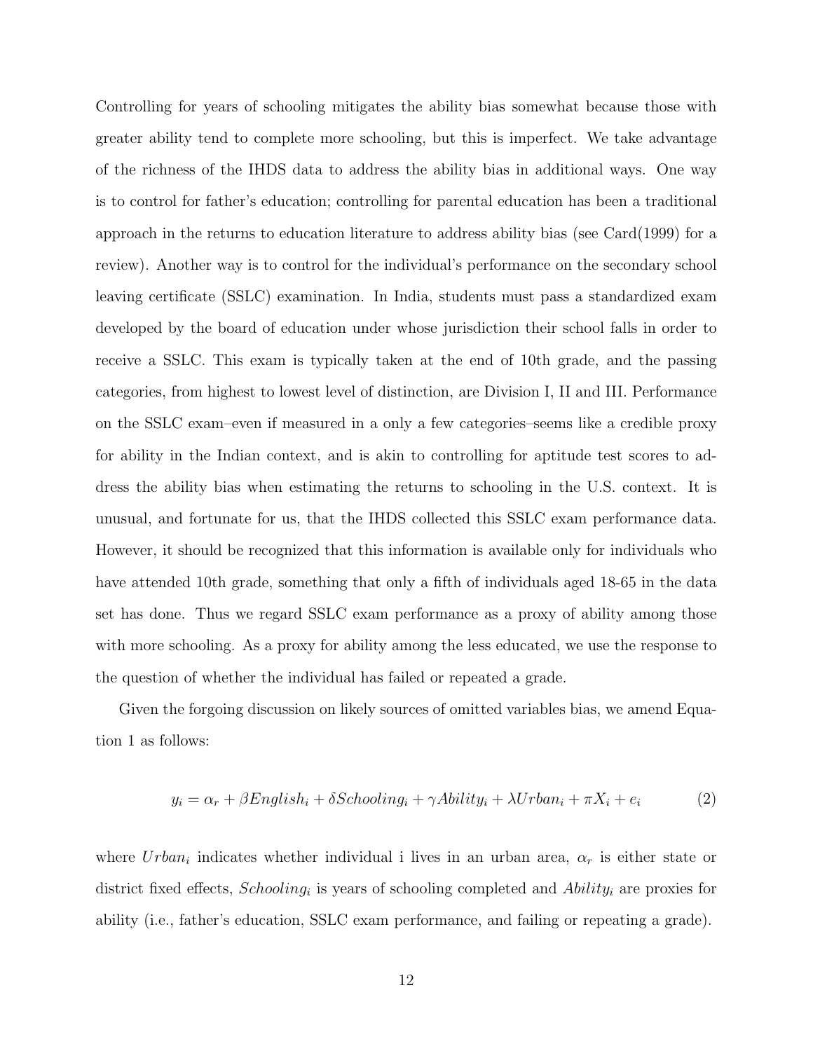Controlling for years of schooling mitigates the ability bias somewhat because those with greater ability tend to complete more schooling, but this is imperfect. We take advantage of the richness of the IHDS data to address the ability bias in additional ways. One way is to control for father's education; controlling for parental education has been a traditional approach in the returns to education literature to address ability bias (see Card(1999) for a review). Another way is to control for the individual's performance on the secondary school leaving certificate (SSLC) examination. In India, students must pass a standardized exam developed by the board of education under whose jurisdiction their school falls in order to receive a SSLC. This exam is typically taken at the end of 10th grade, and the passing categories, from highest to lowest level of distinction, are Division I, II and III. Performance on the SSLC exam–even if measured in a only a few categories–seems like a credible proxy for ability in the Indian context, and is akin to controlling for aptitude test scores to address the ability bias when estimating the returns to schooling in the U.S. context. It is unusual, and fortunate for us, that the IHDS collected this SSLC exam performance data. However, it should be recognized that this information is available only for individuals who have attended 10th grade, something that only a fifth of individuals aged 18-65 in the data set has done. Thus we regard SSLC exam performance as a proxy of ability among those with more schooling. As a proxy for ability among the less educated, we use the response to the question of whether the individual has failed or repeated a grade.

Given the forgoing discussion on likely sources of omitted variables bias, we amend Equation 1 as follows:

$$y_i = \alpha_r + \beta English_i + \delta Schooling_i + \gamma Ability_i + \lambda Urban_i + \pi X_i + e_i \tag{2}$$

where $Urban_i$ indicates whether individual i lives in an urban area, $\alpha_r$ is either state or district fixed effects, $Schooling_i$ is years of schooling completed and $Ability_i$ are proxies for ability (i.e., father's education, SSLC exam performance, and failing or repeating a grade).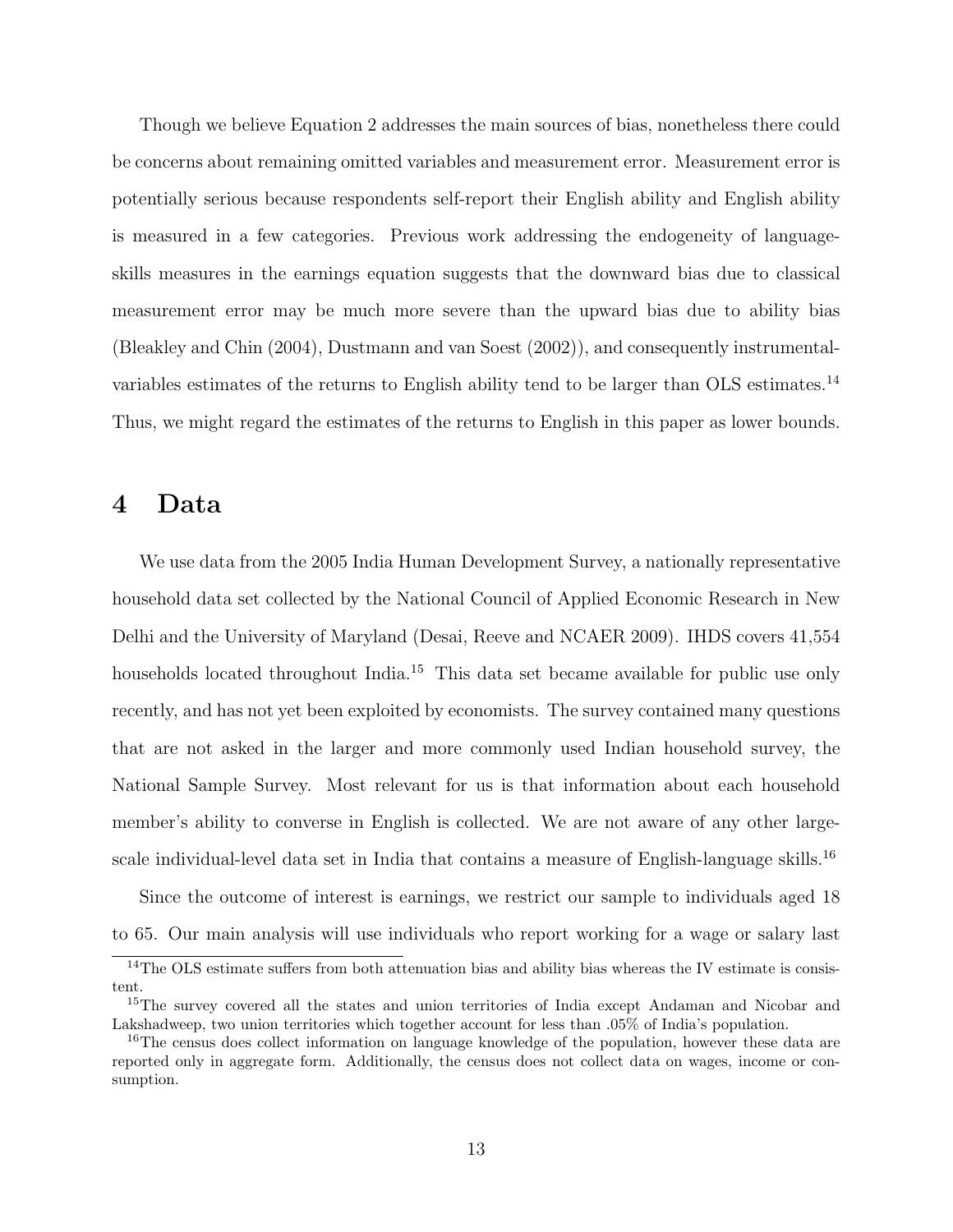Though we believe Equation 2 addresses the main sources of bias, nonetheless there could be concerns about remaining omitted variables and measurement error. Measurement error is potentially serious because respondents self-report their English ability and English ability is measured in a few categories. Previous work addressing the endogeneity of language-skills measures in the earnings equation suggests that the downward bias due to classical measurement error may be much more severe than the upward bias due to ability bias (Bleakley and Chin (2004), Dustmann and van Soest (2002)), and consequently instrumental-variables estimates of the returns to English ability tend to be larger than OLS estimates.[14] Thus, we might regard the estimates of the returns to English in this paper as lower bounds.

# 4 Data

We use data from the 2005 India Human Development Survey, a nationally representative household data set collected by the National Council of Applied Economic Research in New Delhi and the University of Maryland (Desai, Reeve and NCAER 2009). IHDS covers 41,554 households located throughout India.[15] This data set became available for public use only recently, and has not yet been exploited by economists. The survey contained many questions that are not asked in the larger and more commonly used Indian household survey, the National Sample Survey. Most relevant for us is that information about each household member's ability to converse in English is collected. We are not aware of any other large-scale individual-level data set in India that contains a measure of English-language skills.[16]

Since the outcome of interest is earnings, we restrict our sample to individuals aged 18 to 65. Our main analysis will use individuals who report working for a wage or salary last

---

[14] The OLS estimate suffers from both attenuation bias and ability bias whereas the IV estimate is consistent.

[15] The survey covered all the states and union territories of India except Andaman and Nicobar and Lakshadweep, two union territories which together account for less than .05% of India's population.

[16] The census does collect information on language knowledge of the population, however these data are reported only in aggregate form. Additionally, the census does not collect data on wages, income or consumption.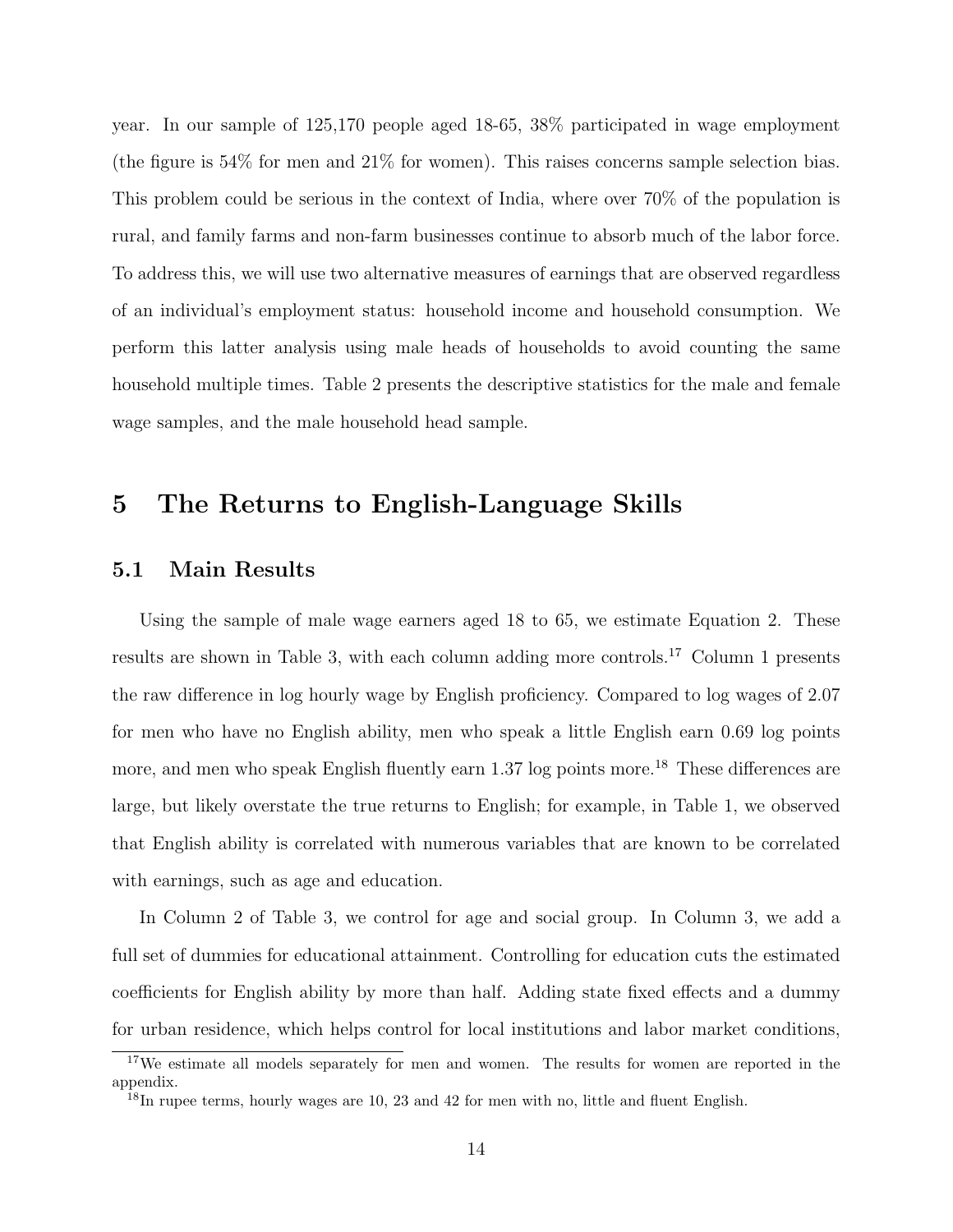year. In our sample of 125,170 people aged 18-65, 38% participated in wage employment (the figure is 54% for men and 21% for women). This raises concerns sample selection bias. This problem could be serious in the context of India, where over 70% of the population is rural, and family farms and non-farm businesses continue to absorb much of the labor force. To address this, we will use two alternative measures of earnings that are observed regardless of an individual's employment status: household income and household consumption. We perform this latter analysis using male heads of households to avoid counting the same household multiple times. Table 2 presents the descriptive statistics for the male and female wage samples, and the male household head sample.

# 5 The Returns to English-Language Skills

## 5.1 Main Results

Using the sample of male wage earners aged 18 to 65, we estimate Equation 2. These results are shown in Table 3, with each column adding more controls.[17] Column 1 presents the raw difference in log hourly wage by English proficiency. Compared to log wages of 2.07 for men who have no English ability, men who speak a little English earn 0.69 log points more, and men who speak English fluently earn 1.37 log points more.[18] These differences are large, but likely overstate the true returns to English; for example, in Table 1, we observed that English ability is correlated with numerous variables that are known to be correlated with earnings, such as age and education.

In Column 2 of Table 3, we control for age and social group. In Column 3, we add a full set of dummies for educational attainment. Controlling for education cuts the estimated coefficients for English ability by more than half. Adding state fixed effects and a dummy for urban residence, which helps control for local institutions and labor market conditions,

[17] We estimate all models separately for men and women. The results for women are reported in the appendix.

[18] In rupee terms, hourly wages are 10, 23 and 42 for men with no, little and fluent English.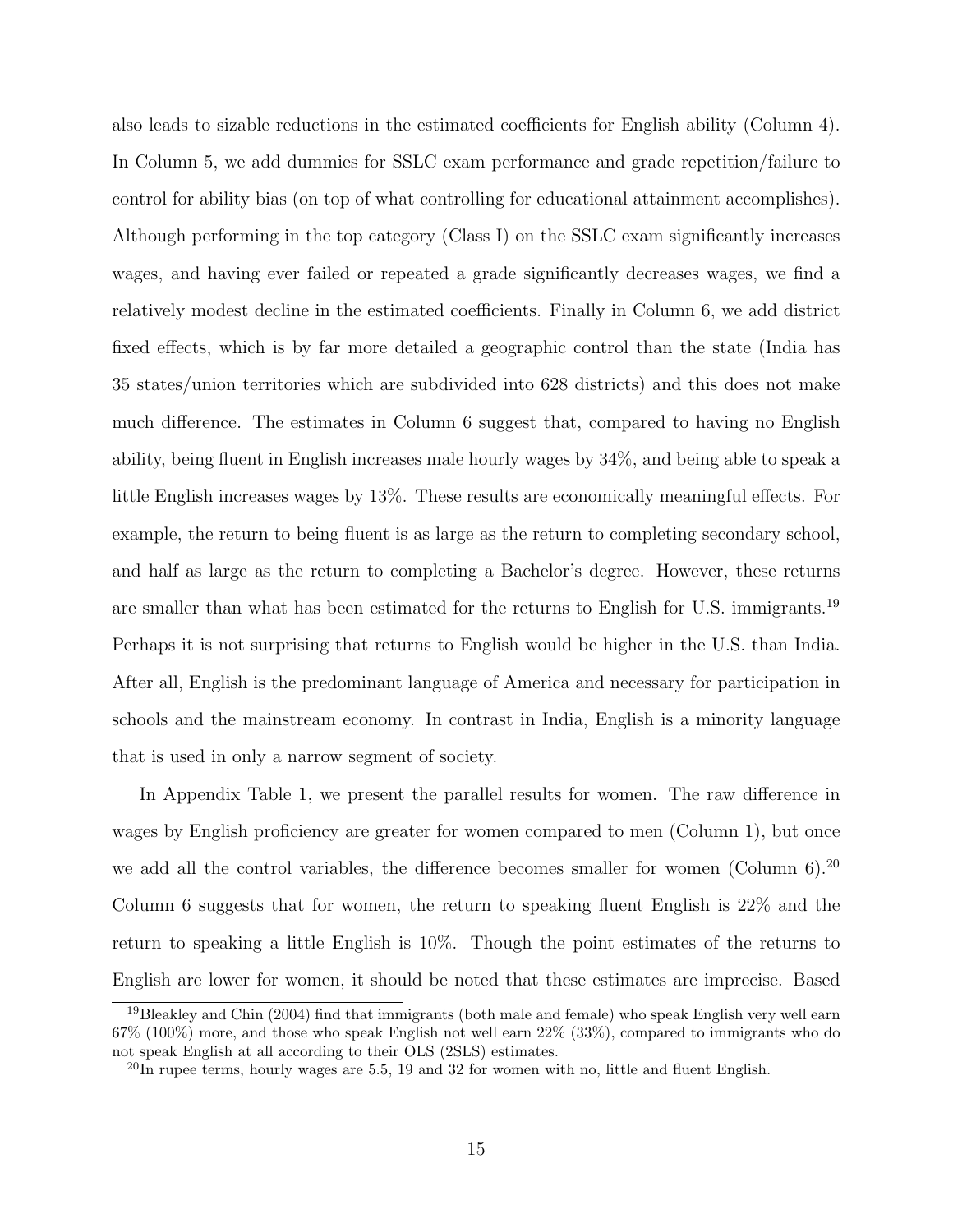also leads to sizable reductions in the estimated coefficients for English ability (Column 4). In Column 5, we add dummies for SSLC exam performance and grade repetition/failure to control for ability bias (on top of what controlling for educational attainment accomplishes). Although performing in the top category (Class I) on the SSLC exam significantly increases wages, and having ever failed or repeated a grade significantly decreases wages, we find a relatively modest decline in the estimated coefficients. Finally in Column 6, we add district fixed effects, which is by far more detailed a geographic control than the state (India has 35 states/union territories which are subdivided into 628 districts) and this does not make much difference. The estimates in Column 6 suggest that, compared to having no English ability, being fluent in English increases male hourly wages by 34%, and being able to speak a little English increases wages by 13%. These results are economically meaningful effects. For example, the return to being fluent is as large as the return to completing secondary school, and half as large as the return to completing a Bachelor's degree. However, these returns are smaller than what has been estimated for the returns to English for U.S. immigrants.[19] Perhaps it is not surprising that returns to English would be higher in the U.S. than India. After all, English is the predominant language of America and necessary for participation in schools and the mainstream economy. In contrast in India, English is a minority language that is used in only a narrow segment of society.

In Appendix Table 1, we present the parallel results for women. The raw difference in wages by English proficiency are greater for women compared to men (Column 1), but once we add all the control variables, the difference becomes smaller for women (Column 6).[20] Column 6 suggests that for women, the return to speaking fluent English is 22% and the return to speaking a little English is 10%. Though the point estimates of the returns to English are lower for women, it should be noted that these estimates are imprecise. Based

[19] Bleakley and Chin (2004) find that immigrants (both male and female) who speak English very well earn 67% (100%) more, and those who speak English not well earn 22% (33%), compared to immigrants who do not speak English at all according to their OLS (2SLS) estimates.

[20] In rupee terms, hourly wages are 5.5, 19 and 32 for women with no, little and fluent English.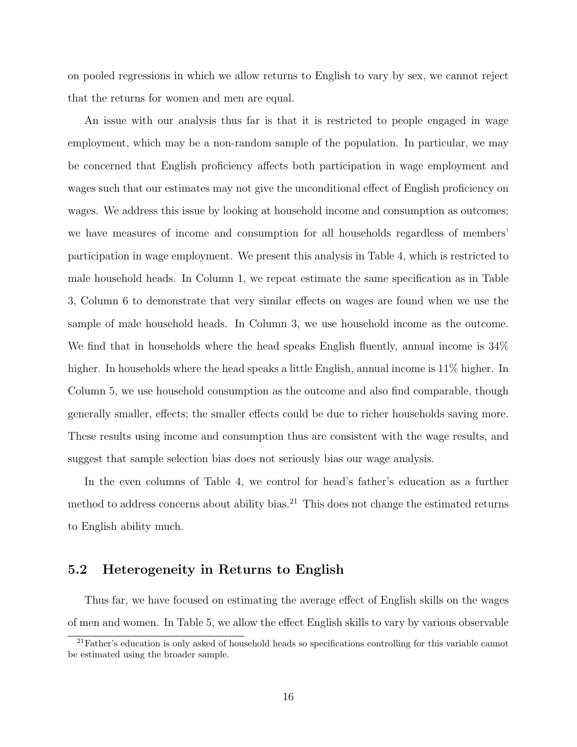on pooled regressions in which we allow returns to English to vary by sex, we cannot reject that the returns for women and men are equal.

An issue with our analysis thus far is that it is restricted to people engaged in wage employment, which may be a non-random sample of the population. In particular, we may be concerned that English proficiency affects both participation in wage employment and wages such that our estimates may not give the unconditional effect of English proficiency on wages. We address this issue by looking at household income and consumption as outcomes; we have measures of income and consumption for all households regardless of members' participation in wage employment. We present this analysis in Table 4, which is restricted to male household heads. In Column 1, we repeat estimate the same specification as in Table 3, Column 6 to demonstrate that very similar effects on wages are found when we use the sample of male household heads. In Column 3, we use household income as the outcome. We find that in households where the head speaks English fluently, annual income is 34% higher. In households where the head speaks a little English, annual income is 11% higher. In Column 5, we use household consumption as the outcome and also find comparable, though generally smaller, effects; the smaller effects could be due to richer households saving more. These results using income and consumption thus are consistent with the wage results, and suggest that sample selection bias does not seriously bias our wage analysis.

In the even columns of Table 4, we control for head's father's education as a further method to address concerns about ability bias.[21] This does not change the estimated returns to English ability much.

## 5.2 Heterogeneity in Returns to English

Thus far, we have focused on estimating the average effect of English skills on the wages of men and women. In Table 5, we allow the effect English skills to vary by various observable

[21] Father's education is only asked of household heads so specifications controlling for this variable cannot be estimated using the broader sample.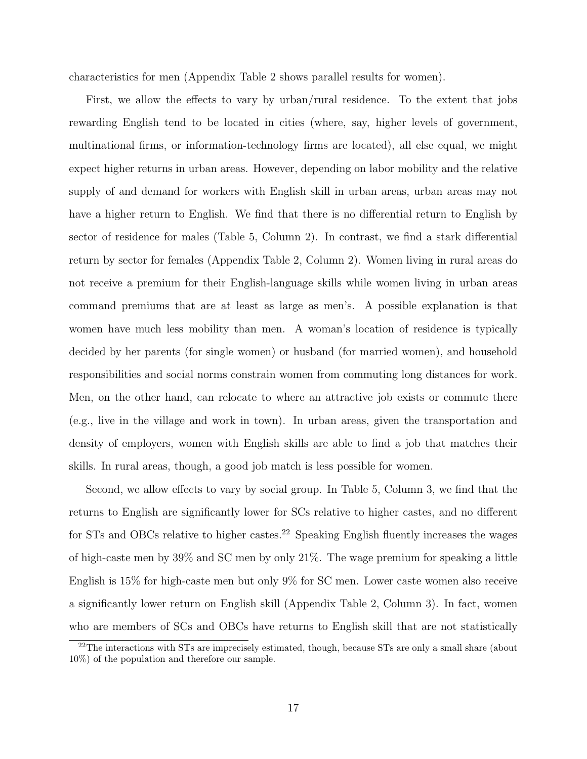characteristics for men (Appendix Table 2 shows parallel results for women).

First, we allow the effects to vary by urban/rural residence. To the extent that jobs rewarding English tend to be located in cities (where, say, higher levels of government, multinational firms, or information-technology firms are located), all else equal, we might expect higher returns in urban areas. However, depending on labor mobility and the relative supply of and demand for workers with English skill in urban areas, urban areas may not have a higher return to English. We find that there is no differential return to English by sector of residence for males (Table 5, Column 2). In contrast, we find a stark differential return by sector for females (Appendix Table 2, Column 2). Women living in rural areas do not receive a premium for their English-language skills while women living in urban areas command premiums that are at least as large as men's. A possible explanation is that women have much less mobility than men. A woman's location of residence is typically decided by her parents (for single women) or husband (for married women), and household responsibilities and social norms constrain women from commuting long distances for work. Men, on the other hand, can relocate to where an attractive job exists or commute there (e.g., live in the village and work in town). In urban areas, given the transportation and density of employers, women with English skills are able to find a job that matches their skills. In rural areas, though, a good job match is less possible for women.

Second, we allow effects to vary by social group. In Table 5, Column 3, we find that the returns to English are significantly lower for SCs relative to higher castes, and no different for STs and OBCs relative to higher castes.[22] Speaking English fluently increases the wages of high-caste men by 39% and SC men by only 21%. The wage premium for speaking a little English is 15% for high-caste men but only 9% for SC men. Lower caste women also receive a significantly lower return on English skill (Appendix Table 2, Column 3). In fact, women who are members of SCs and OBCs have returns to English skill that are not statistically

[22] The interactions with STs are imprecisely estimated, though, because STs are only a small share (about 10%) of the population and therefore our sample.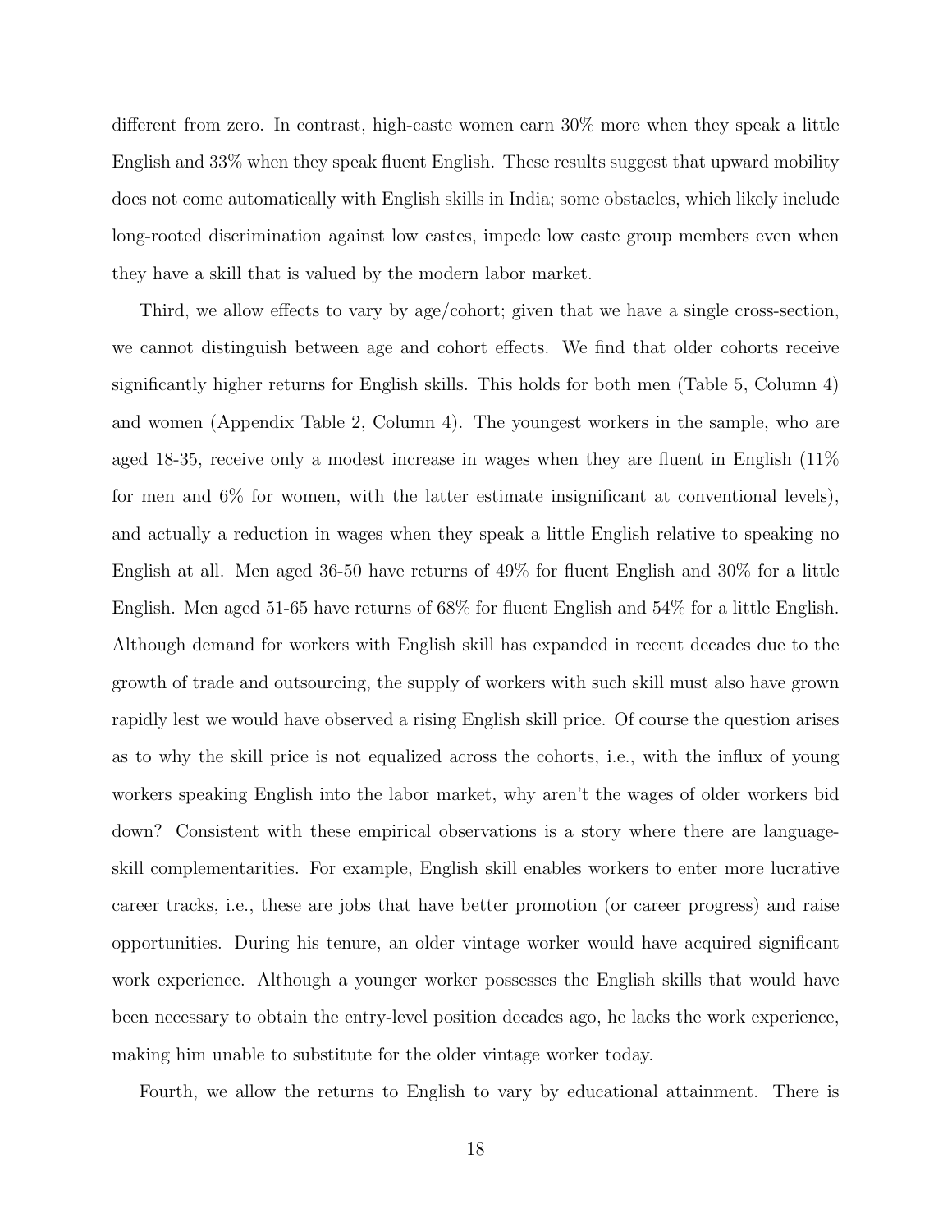different from zero. In contrast, high-caste women earn 30% more when they speak a little English and 33% when they speak fluent English. These results suggest that upward mobility does not come automatically with English skills in India; some obstacles, which likely include long-rooted discrimination against low castes, impede low caste group members even when they have a skill that is valued by the modern labor market.

Third, we allow effects to vary by age/cohort; given that we have a single cross-section, we cannot distinguish between age and cohort effects. We find that older cohorts receive significantly higher returns for English skills. This holds for both men (Table 5, Column 4) and women (Appendix Table 2, Column 4). The youngest workers in the sample, who are aged 18-35, receive only a modest increase in wages when they are fluent in English (11% for men and 6% for women, with the latter estimate insignificant at conventional levels), and actually a reduction in wages when they speak a little English relative to speaking no English at all. Men aged 36-50 have returns of 49% for fluent English and 30% for a little English. Men aged 51-65 have returns of 68% for fluent English and 54% for a little English. Although demand for workers with English skill has expanded in recent decades due to the growth of trade and outsourcing, the supply of workers with such skill must also have grown rapidly lest we would have observed a rising English skill price. Of course the question arises as to why the skill price is not equalized across the cohorts, i.e., with the influx of young workers speaking English into the labor market, why aren't the wages of older workers bid down? Consistent with these empirical observations is a story where there are language-skill complementarities. For example, English skill enables workers to enter more lucrative career tracks, i.e., these are jobs that have better promotion (or career progress) and raise opportunities. During his tenure, an older vintage worker would have acquired significant work experience. Although a younger worker possesses the English skills that would have been necessary to obtain the entry-level position decades ago, he lacks the work experience, making him unable to substitute for the older vintage worker today.

Fourth, we allow the returns to English to vary by educational attainment. There is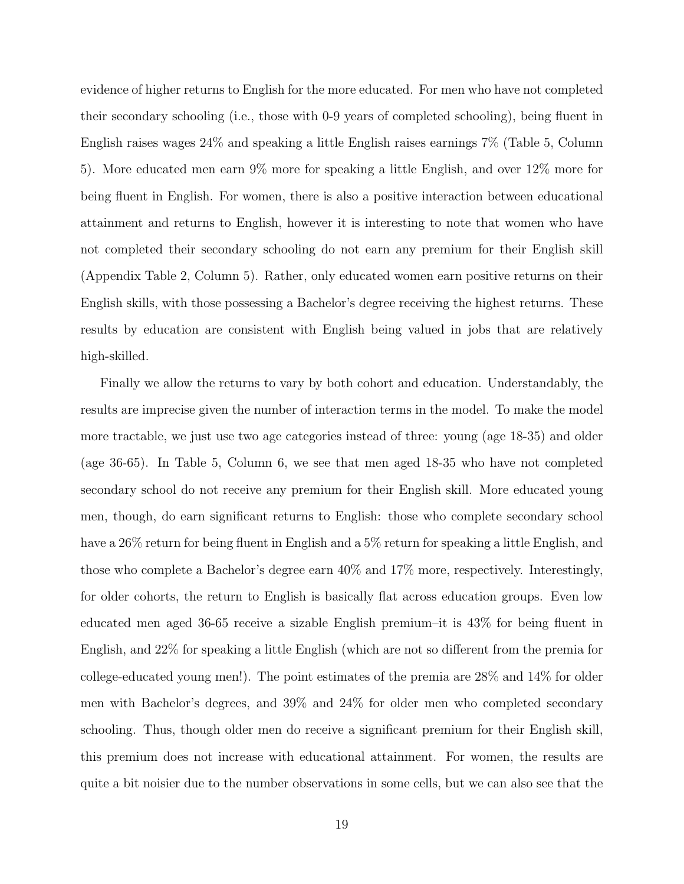evidence of higher returns to English for the more educated. For men who have not completed their secondary schooling (i.e., those with 0-9 years of completed schooling), being fluent in English raises wages 24% and speaking a little English raises earnings 7% (Table 5, Column 5). More educated men earn 9% more for speaking a little English, and over 12% more for being fluent in English. For women, there is also a positive interaction between educational attainment and returns to English, however it is interesting to note that women who have not completed their secondary schooling do not earn any premium for their English skill (Appendix Table 2, Column 5). Rather, only educated women earn positive returns on their English skills, with those possessing a Bachelor's degree receiving the highest returns. These results by education are consistent with English being valued in jobs that are relatively high-skilled.

Finally we allow the returns to vary by both cohort and education. Understandably, the results are imprecise given the number of interaction terms in the model. To make the model more tractable, we just use two age categories instead of three: young (age 18-35) and older (age 36-65). In Table 5, Column 6, we see that men aged 18-35 who have not completed secondary school do not receive any premium for their English skill. More educated young men, though, do earn significant returns to English: those who complete secondary school have a 26% return for being fluent in English and a 5% return for speaking a little English, and those who complete a Bachelor's degree earn 40% and 17% more, respectively. Interestingly, for older cohorts, the return to English is basically flat across education groups. Even low educated men aged 36-65 receive a sizable English premium–it is 43% for being fluent in English, and 22% for speaking a little English (which are not so different from the premia for college-educated young men!). The point estimates of the premia are 28% and 14% for older men with Bachelor's degrees, and 39% and 24% for older men who completed secondary schooling. Thus, though older men do receive a significant premium for their English skill, this premium does not increase with educational attainment. For women, the results are quite a bit noisier due to the number observations in some cells, but we can also see that the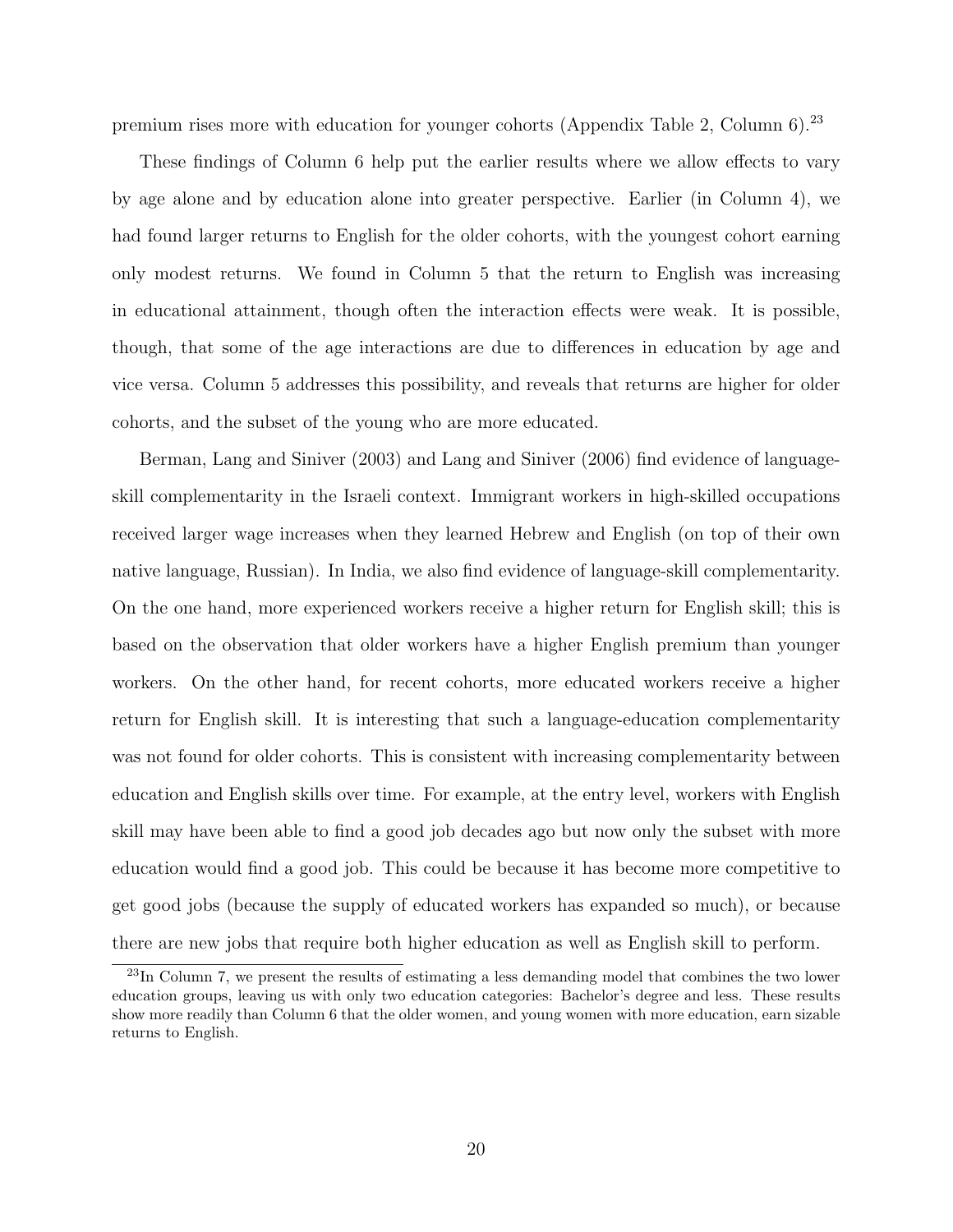premium rises more with education for younger cohorts (Appendix Table 2, Column 6).[23]

These findings of Column 6 help put the earlier results where we allow effects to vary by age alone and by education alone into greater perspective. Earlier (in Column 4), we had found larger returns to English for the older cohorts, with the youngest cohort earning only modest returns. We found in Column 5 that the return to English was increasing in educational attainment, though often the interaction effects were weak. It is possible, though, that some of the age interactions are due to differences in education by age and vice versa. Column 5 addresses this possibility, and reveals that returns are higher for older cohorts, and the subset of the young who are more educated.

Berman, Lang and Siniver (2003) and Lang and Siniver (2006) find evidence of language-skill complementarity in the Israeli context. Immigrant workers in high-skilled occupations received larger wage increases when they learned Hebrew and English (on top of their own native language, Russian). In India, we also find evidence of language-skill complementarity. On the one hand, more experienced workers receive a higher return for English skill; this is based on the observation that older workers have a higher English premium than younger workers. On the other hand, for recent cohorts, more educated workers receive a higher return for English skill. It is interesting that such a language-education complementarity was not found for older cohorts. This is consistent with increasing complementarity between education and English skills over time. For example, at the entry level, workers with English skill may have been able to find a good job decades ago but now only the subset with more education would find a good job. This could be because it has become more competitive to get good jobs (because the supply of educated workers has expanded so much), or because there are new jobs that require both higher education as well as English skill to perform.

[23] In Column 7, we present the results of estimating a less demanding model that combines the two lower education groups, leaving us with only two education categories: Bachelor's degree and less. These results show more readily than Column 6 that the older women, and young women with more education, earn sizable returns to English.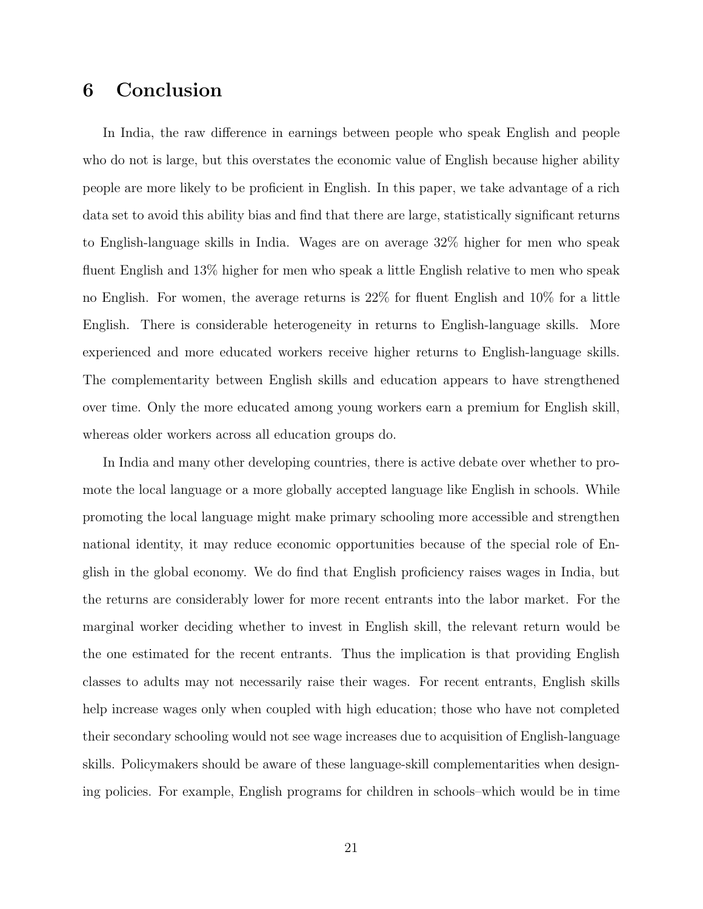# 6 Conclusion

In India, the raw difference in earnings between people who speak English and people who do not is large, but this overstates the economic value of English because higher ability people are more likely to be proficient in English. In this paper, we take advantage of a rich data set to avoid this ability bias and find that there are large, statistically significant returns to English-language skills in India. Wages are on average 32% higher for men who speak fluent English and 13% higher for men who speak a little English relative to men who speak no English. For women, the average returns is 22% for fluent English and 10% for a little English. There is considerable heterogeneity in returns to English-language skills. More experienced and more educated workers receive higher returns to English-language skills. The complementarity between English skills and education appears to have strengthened over time. Only the more educated among young workers earn a premium for English skill, whereas older workers across all education groups do.

In India and many other developing countries, there is active debate over whether to promote the local language or a more globally accepted language like English in schools. While promoting the local language might make primary schooling more accessible and strengthen national identity, it may reduce economic opportunities because of the special role of English in the global economy. We do find that English proficiency raises wages in India, but the returns are considerably lower for more recent entrants into the labor market. For the marginal worker deciding whether to invest in English skill, the relevant return would be the one estimated for the recent entrants. Thus the implication is that providing English classes to adults may not necessarily raise their wages. For recent entrants, English skills help increase wages only when coupled with high education; those who have not completed their secondary schooling would not see wage increases due to acquisition of English-language skills. Policymakers should be aware of these language-skill complementarities when designing policies. For example, English programs for children in schools–which would be in time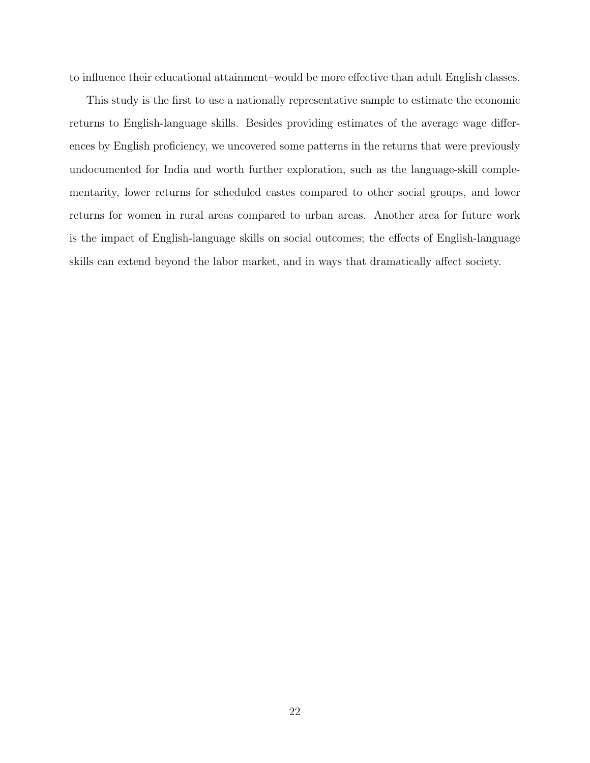to influence their educational attainment–would be more effective than adult English classes.

This study is the first to use a nationally representative sample to estimate the economic returns to English-language skills. Besides providing estimates of the average wage differences by English proficiency, we uncovered some patterns in the returns that were previously undocumented for India and worth further exploration, such as the language-skill complementarity, lower returns for scheduled castes compared to other social groups, and lower returns for women in rural areas compared to urban areas. Another area for future work is the impact of English-language skills on social outcomes; the effects of English-language skills can extend beyond the labor market, and in ways that dramatically affect society.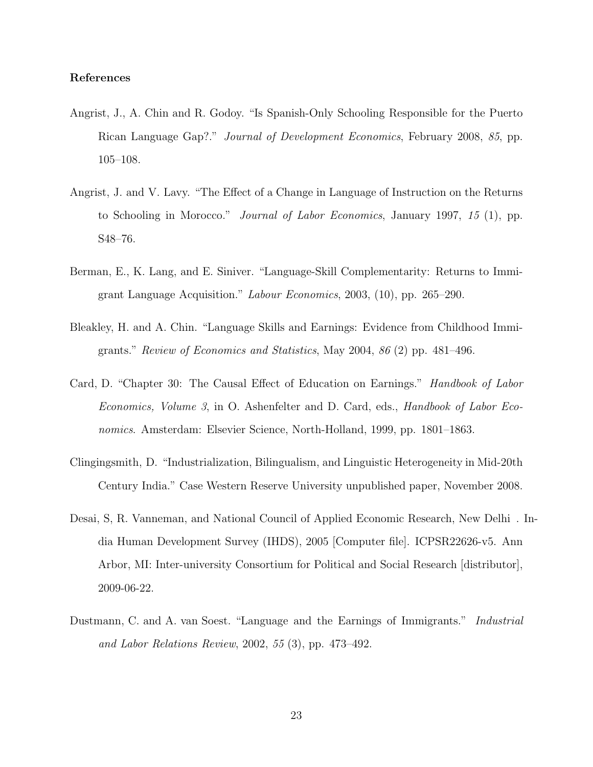**References**

Angrist, J., A. Chin and R. Godoy. "Is Spanish-Only Schooling Responsible for the Puerto Rican Language Gap?." *Journal of Development Economics*, February 2008, *85*, pp. 105–108.

Angrist, J. and V. Lavy. "The Effect of a Change in Language of Instruction on the Returns to Schooling in Morocco." *Journal of Labor Economics*, January 1997, *15* (1), pp. S48–76.

Berman, E., K. Lang, and E. Siniver. "Language-Skill Complementarity: Returns to Immigrant Language Acquisition." *Labour Economics*, 2003, (10), pp. 265–290.

Bleakley, H. and A. Chin. "Language Skills and Earnings: Evidence from Childhood Immigrants." *Review of Economics and Statistics*, May 2004, *86* (2) pp. 481–496.

Card, D. "Chapter 30: The Causal Effect of Education on Earnings." *Handbook of Labor Economics, Volume 3*, in O. Ashenfelter and D. Card, eds., *Handbook of Labor Economics*. Amsterdam: Elsevier Science, North-Holland, 1999, pp. 1801–1863.

Clingingsmith, D. "Industrialization, Bilingualism, and Linguistic Heterogeneity in Mid-20th Century India." Case Western Reserve University unpublished paper, November 2008.

Desai, S, R. Vanneman, and National Council of Applied Economic Research, New Delhi . India Human Development Survey (IHDS), 2005 [Computer file]. ICPSR22626-v5. Ann Arbor, MI: Inter-university Consortium for Political and Social Research [distributor], 2009-06-22.

Dustmann, C. and A. van Soest. "Language and the Earnings of Immigrants." *Industrial and Labor Relations Review*, 2002, *55* (3), pp. 473–492.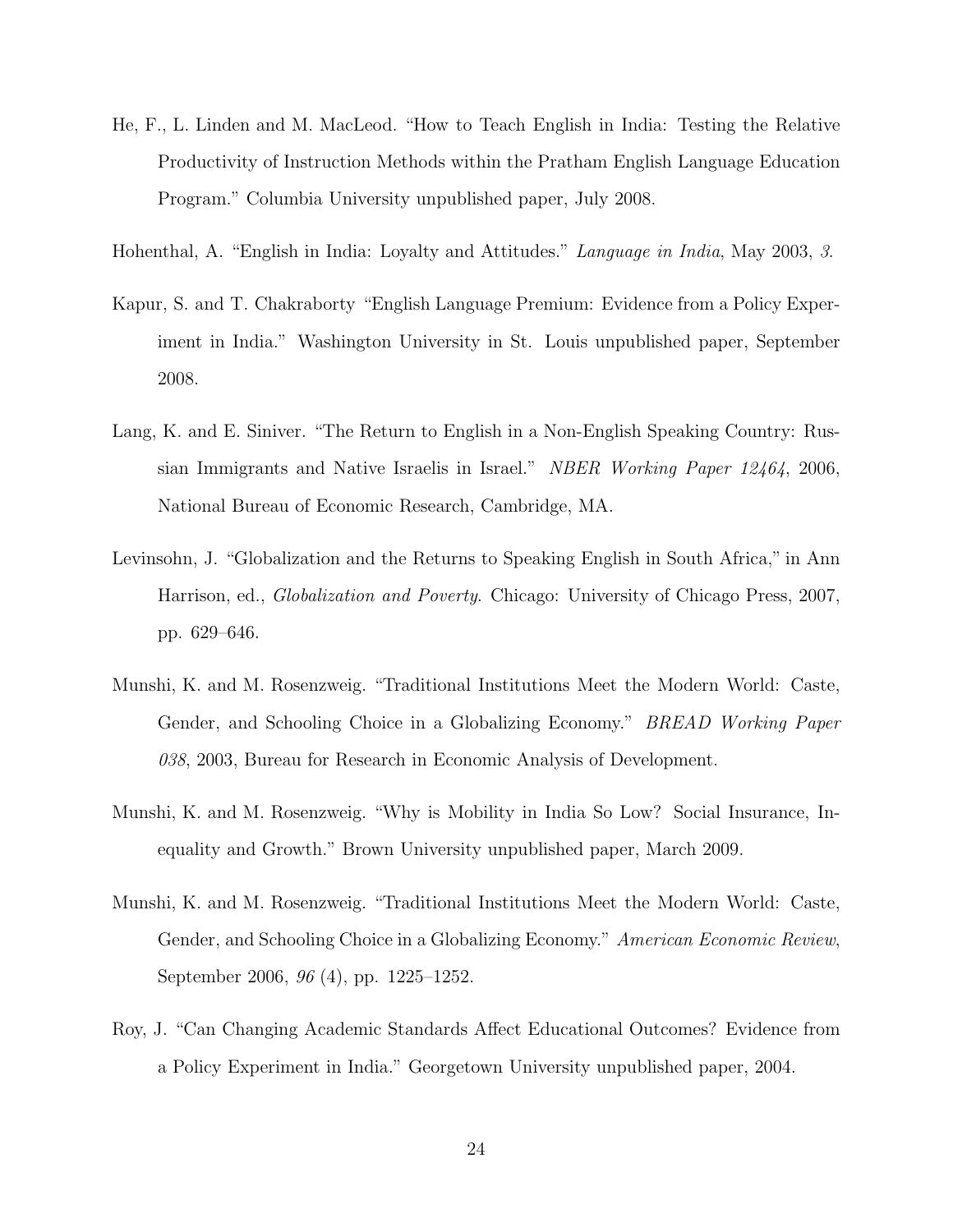He, F., L. Linden and M. MacLeod. "How to Teach English in India: Testing the Relative Productivity of Instruction Methods within the Pratham English Language Education Program." Columbia University unpublished paper, July 2008.

Hohenthal, A. "English in India: Loyalty and Attitudes." *Language in India*, May 2003, *3*.

Kapur, S. and T. Chakraborty "English Language Premium: Evidence from a Policy Experiment in India." Washington University in St. Louis unpublished paper, September 2008.

Lang, K. and E. Siniver. "The Return to English in a Non-English Speaking Country: Russian Immigrants and Native Israelis in Israel." *NBER Working Paper 12464*, 2006, National Bureau of Economic Research, Cambridge, MA.

Levinsohn, J. "Globalization and the Returns to Speaking English in South Africa," in Ann Harrison, ed., *Globalization and Poverty*. Chicago: University of Chicago Press, 2007, pp. 629–646.

Munshi, K. and M. Rosenzweig. "Traditional Institutions Meet the Modern World: Caste, Gender, and Schooling Choice in a Globalizing Economy." *BREAD Working Paper 038*, 2003, Bureau for Research in Economic Analysis of Development.

Munshi, K. and M. Rosenzweig. "Why is Mobility in India So Low? Social Insurance, Inequality and Growth." Brown University unpublished paper, March 2009.

Munshi, K. and M. Rosenzweig. "Traditional Institutions Meet the Modern World: Caste, Gender, and Schooling Choice in a Globalizing Economy." *American Economic Review*, September 2006, *96* (4), pp. 1225–1252.

Roy, J. "Can Changing Academic Standards Affect Educational Outcomes? Evidence from a Policy Experiment in India." Georgetown University unpublished paper, 2004.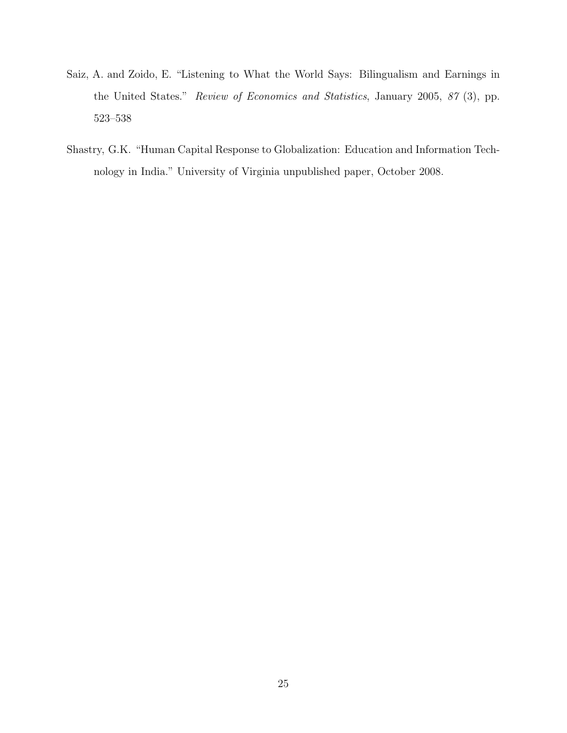Saiz, A. and Zoido, E. "Listening to What the World Says: Bilingualism and Earnings in the United States." *Review of Economics and Statistics*, January 2005, *87* (3), pp. 523–538

Shastry, G.K. "Human Capital Response to Globalization: Education and Information Technology in India." University of Virginia unpublished paper, October 2008.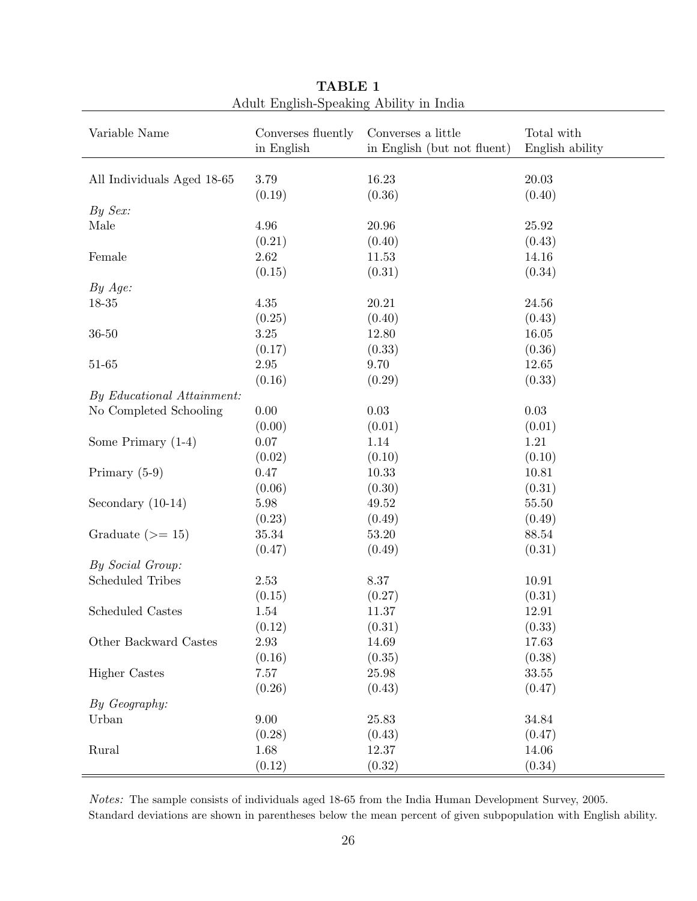**TABLE 1**

Adult English-Speaking Ability in India

| Variable Name | Converses fluently in English | Converses a little in English (but not fluent) | Total with English ability |
|---|---|---|---|
| All Individuals Aged 18-65 | 3.79 | 16.23 | 20.03 |
| | (0.19) | (0.36) | (0.40) |
| *By Sex:* | | | |
| Male | 4.96 | 20.96 | 25.92 |
| | (0.21) | (0.40) | (0.43) |
| Female | 2.62 | 11.53 | 14.16 |
| | (0.15) | (0.31) | (0.34) |
| *By Age:* | | | |
| 18-35 | 4.35 | 20.21 | 24.56 |
| | (0.25) | (0.40) | (0.43) |
| 36-50 | 3.25 | 12.80 | 16.05 |
| | (0.17) | (0.33) | (0.36) |
| 51-65 | 2.95 | 9.70 | 12.65 |
| | (0.16) | (0.29) | (0.33) |
| *By Educational Attainment:* | | | |
| No Completed Schooling | 0.00 | 0.03 | 0.03 |
| | (0.00) | (0.01) | (0.01) |
| Some Primary (1-4) | 0.07 | 1.14 | 1.21 |
| | (0.02) | (0.10) | (0.10) |
| Primary (5-9) | 0.47 | 10.33 | 10.81 |
| | (0.06) | (0.30) | (0.31) |
| Secondary (10-14) | 5.98 | 49.52 | 55.50 |
| | (0.23) | (0.49) | (0.49) |
| Graduate (>= 15) | 35.34 | 53.20 | 88.54 |
| | (0.47) | (0.49) | (0.31) |
| *By Social Group:* | | | |
| Scheduled Tribes | 2.53 | 8.37 | 10.91 |
| | (0.15) | (0.27) | (0.31) |
| Scheduled Castes | 1.54 | 11.37 | 12.91 |
| | (0.12) | (0.31) | (0.33) |
| Other Backward Castes | 2.93 | 14.69 | 17.63 |
| | (0.16) | (0.35) | (0.38) |
| Higher Castes | 7.57 | 25.98 | 33.55 |
| | (0.26) | (0.43) | (0.47) |
| *By Geography:* | | | |
| Urban | 9.00 | 25.83 | 34.84 |
| | (0.28) | (0.43) | (0.47) |
| Rural | 1.68 | 12.37 | 14.06 |
| | (0.12) | (0.32) | (0.34) |

*Notes:* The sample consists of individuals aged 18-65 from the India Human Development Survey, 2005. Standard deviations are shown in parentheses below the mean percent of given subpopulation with English ability.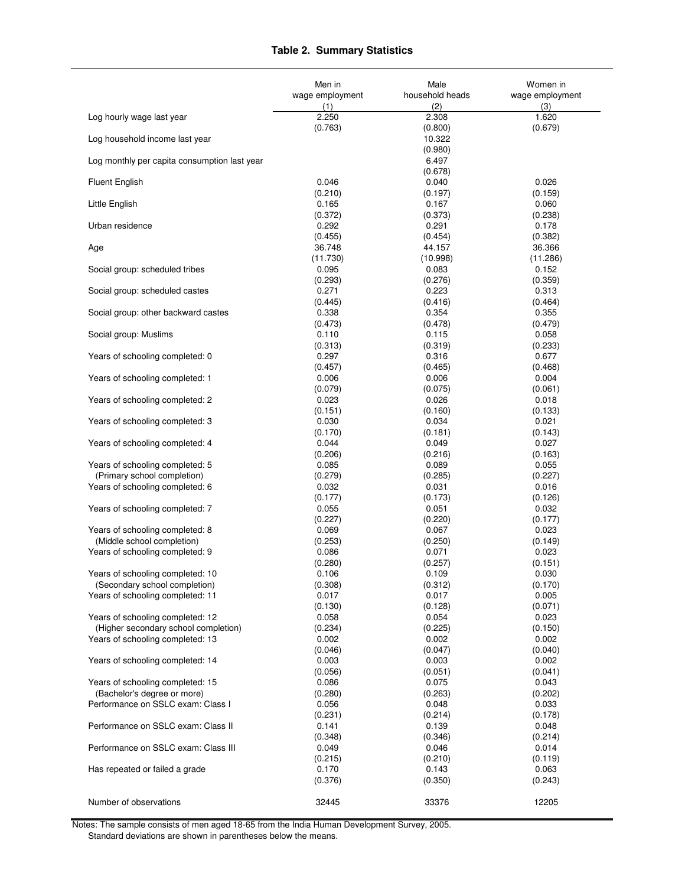**Table 2. Summary Statistics**

| | Men in wage employment (1) | Male household heads (2) | Women in wage employment (3) |
|---|---|---|---|
| Log hourly wage last year | 2.250 | 2.308 | 1.620 |
| | (0.763) | (0.800) | (0.679) |
| Log household income last year | | 10.322 | |
| | | (0.980) | |
| Log monthly per capita consumption last year | | 6.497 | |
| | | (0.678) | |
| Fluent English | 0.046 | 0.040 | 0.026 |
| | (0.210) | (0.197) | (0.159) |
| Little English | 0.165 | 0.167 | 0.060 |
| | (0.372) | (0.373) | (0.238) |
| Urban residence | 0.292 | 0.291 | 0.178 |
| | (0.455) | (0.454) | (0.382) |
| Age | 36.748 | 44.157 | 36.366 |
| | (11.730) | (10.998) | (11.286) |
| Social group: scheduled tribes | 0.095 | 0.083 | 0.152 |
| | (0.293) | (0.276) | (0.359) |
| Social group: scheduled castes | 0.271 | 0.223 | 0.313 |
| | (0.445) | (0.416) | (0.464) |
| Social group: other backward castes | 0.338 | 0.354 | 0.355 |
| | (0.473) | (0.478) | (0.479) |
| Social group: Muslims | 0.110 | 0.115 | 0.058 |
| | (0.313) | (0.319) | (0.233) |
| Years of schooling completed: 0 | 0.297 | 0.316 | 0.677 |
| | (0.457) | (0.465) | (0.468) |
| Years of schooling completed: 1 | 0.006 | 0.006 | 0.004 |
| | (0.079) | (0.075) | (0.061) |
| Years of schooling completed: 2 | 0.023 | 0.026 | 0.018 |
| | (0.151) | (0.160) | (0.133) |
| Years of schooling completed: 3 | 0.030 | 0.034 | 0.021 |
| | (0.170) | (0.181) | (0.143) |
| Years of schooling completed: 4 | 0.044 | 0.049 | 0.027 |
| | (0.206) | (0.216) | (0.163) |
| Years of schooling completed: 5 | 0.085 | 0.089 | 0.055 |
| (Primary school completion) | (0.279) | (0.285) | (0.227) |
| Years of schooling completed: 6 | 0.032 | 0.031 | 0.016 |
| | (0.177) | (0.173) | (0.126) |
| Years of schooling completed: 7 | 0.055 | 0.051 | 0.032 |
| | (0.227) | (0.220) | (0.177) |
| Years of schooling completed: 8 | 0.069 | 0.067 | 0.023 |
| (Middle school completion) | (0.253) | (0.250) | (0.149) |
| Years of schooling completed: 9 | 0.086 | 0.071 | 0.023 |
| | (0.280) | (0.257) | (0.151) |
| Years of schooling completed: 10 | 0.106 | 0.109 | 0.030 |
| (Secondary school completion) | (0.308) | (0.312) | (0.170) |
| Years of schooling completed: 11 | 0.017 | 0.017 | 0.005 |
| | (0.130) | (0.128) | (0.071) |
| Years of schooling completed: 12 | 0.058 | 0.054 | 0.023 |
| (Higher secondary school completion) | (0.234) | (0.225) | (0.150) |
| Years of schooling completed: 13 | 0.002 | 0.002 | 0.002 |
| | (0.046) | (0.047) | (0.040) |
| Years of schooling completed: 14 | 0.003 | 0.003 | 0.002 |
| | (0.056) | (0.051) | (0.041) |
| Years of schooling completed: 15 | 0.086 | 0.075 | 0.043 |
| (Bachelor's degree or more) | (0.280) | (0.263) | (0.202) |
| Performance on SSLC exam: Class I | 0.056 | 0.048 | 0.033 |
| | (0.231) | (0.214) | (0.178) |
| Performance on SSLC exam: Class II | 0.141 | 0.139 | 0.048 |
| | (0.348) | (0.346) | (0.214) |
| Performance on SSLC exam: Class III | 0.049 | 0.046 | 0.014 |
| | (0.215) | (0.210) | (0.119) |
| Has repeated or failed a grade | 0.170 | 0.143 | 0.063 |
| | (0.376) | (0.350) | (0.243) |
| Number of observations | 32445 | 33376 | 12205 |

Notes: The sample consists of men aged 18-65 from the India Human Development Survey, 2005.
Standard deviations are shown in parentheses below the means.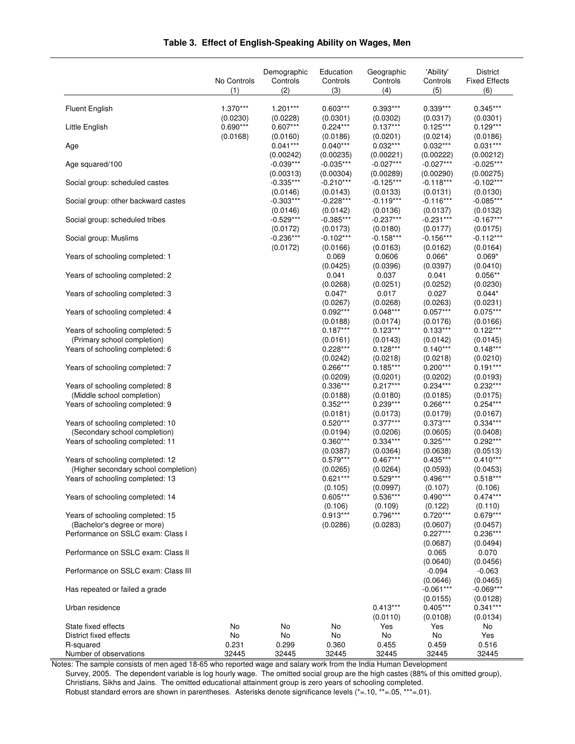**Table 3. Effect of English-Speaking Ability on Wages, Men**

| | No Controls (1) | Demographic Controls (2) | Education Controls (3) | Geographic Controls (4) | 'Ability' Controls (5) | District Fixed Effects (6) |
|---|---|---|---|---|---|---|
| Fluent English | 1.370*** | 1.201*** | 0.603*** | 0.393*** | 0.339*** | 0.345*** |
| | (0.0230) | (0.0228) | (0.0301) | (0.0302) | (0.0317) | (0.0301) |
| Little English | 0.690*** | 0.607*** | 0.224*** | 0.137*** | 0.125*** | 0.129*** |
| | (0.0168) | (0.0160) | (0.0186) | (0.0201) | (0.0214) | (0.0186) |
| Age | | 0.041*** | 0.040*** | 0.032*** | 0.032*** | 0.031*** |
| | | (0.00242) | (0.00235) | (0.00221) | (0.00222) | (0.00212) |
| Age squared/100 | | -0.039*** | -0.035*** | -0.027*** | -0.027*** | -0.025*** |
| | | (0.00313) | (0.00304) | (0.00289) | (0.00290) | (0.00275) |
| Social group: scheduled castes | | -0.335*** | -0.210*** | -0.125*** | -0.118*** | -0.102*** |
| | | (0.0146) | (0.0143) | (0.0133) | (0.0131) | (0.0130) |
| Social group: other backward castes | | -0.303*** | -0.228*** | -0.119*** | -0.116*** | -0.085*** |
| | | (0.0146) | (0.0142) | (0.0136) | (0.0137) | (0.0132) |
| Social group: scheduled tribes | | -0.529*** | -0.385*** | -0.237*** | -0.231*** | -0.167*** |
| | | (0.0172) | (0.0173) | (0.0180) | (0.0177) | (0.0175) |
| Social group: Muslims | | -0.236*** | -0.102*** | -0.158*** | -0.156*** | -0.112*** |
| | | (0.0172) | (0.0166) | (0.0163) | (0.0162) | (0.0164) |
| Years of schooling completed: 1 | | | 0.069 | 0.0606 | 0.066* | 0.069* |
| | | | (0.0425) | (0.0396) | (0.0397) | (0.0410) |
| Years of schooling completed: 2 | | | 0.041 | 0.037 | 0.041 | 0.056** |
| | | | (0.0268) | (0.0251) | (0.0252) | (0.0230) |
| Years of schooling completed: 3 | | | 0.047* | 0.017 | 0.027 | 0.044* |
| | | | (0.0267) | (0.0268) | (0.0263) | (0.0231) |
| Years of schooling completed: 4 | | | 0.092*** | 0.048*** | 0.057*** | 0.075*** |
| | | | (0.0188) | (0.0174) | (0.0176) | (0.0166) |
| Years of schooling completed: 5 | | | 0.187*** | 0.123*** | 0.133*** | 0.122*** |
| (Primary school completion) | | | (0.0161) | (0.0143) | (0.0142) | (0.0145) |
| Years of schooling completed: 6 | | | 0.228*** | 0.128*** | 0.140*** | 0.148*** |
| | | | (0.0242) | (0.0218) | (0.0218) | (0.0210) |
| Years of schooling completed: 7 | | | 0.266*** | 0.185*** | 0.200*** | 0.191*** |
| | | | (0.0209) | (0.0201) | (0.0202) | (0.0193) |
| Years of schooling completed: 8 | | | 0.336*** | 0.217*** | 0.234*** | 0.232*** |
| (Middle school completion) | | | (0.0188) | (0.0180) | (0.0185) | (0.0175) |
| Years of schooling completed: 9 | | | 0.352*** | 0.239*** | 0.266*** | 0.254*** |
| | | | (0.0181) | (0.0173) | (0.0179) | (0.0167) |
| Years of schooling completed: 10 | | | 0.520*** | 0.377*** | 0.373*** | 0.334*** |
| (Secondary school completion) | | | (0.0194) | (0.0206) | (0.0605) | (0.0408) |
| Years of schooling completed: 11 | | | 0.360*** | 0.334*** | 0.325*** | 0.292*** |
| | | | (0.0387) | (0.0364) | (0.0638) | (0.0513) |
| Years of schooling completed: 12 | | | 0.579*** | 0.467*** | 0.435*** | 0.410*** |
| (Higher secondary school completion) | | | (0.0265) | (0.0264) | (0.0593) | (0.0453) |
| Years of schooling completed: 13 | | | 0.621*** | 0.529*** | 0.496*** | 0.518*** |
| | | | (0.105) | (0.0997) | (0.107) | (0.106) |
| Years of schooling completed: 14 | | | 0.605*** | 0.536*** | 0.490*** | 0.474*** |
| | | | (0.106) | (0.109) | (0.122) | (0.110) |
| Years of schooling completed: 15 | | | 0.913*** | 0.796*** | 0.720*** | 0.679*** |
| (Bachelor's degree or more) | | | (0.0286) | (0.0283) | (0.0607) | (0.0457) |
| Performance on SSLC exam: Class I | | | | | 0.227*** | 0.236*** |
| | | | | | (0.0687) | (0.0494) |
| Performance on SSLC exam: Class II | | | | | 0.065 | 0.070 |
| | | | | | (0.0640) | (0.0456) |
| Performance on SSLC exam: Class III | | | | | -0.094 | -0.063 |
| | | | | | (0.0646) | (0.0465) |
| Has repeated or failed a grade | | | | | -0.061*** | -0.069*** |
| | | | | | (0.0155) | (0.0128) |
| Urban residence | | | | 0.413*** | 0.405*** | 0.341*** |
| | | | | (0.0110) | (0.0108) | (0.0134) |
| State fixed effects | No | No | No | Yes | Yes | No |
| District fixed effects | No | No | No | No | No | Yes |
| R-squared | 0.231 | 0.299 | 0.360 | 0.455 | 0.459 | 0.516 |
| Number of observations | 32445 | 32445 | 32445 | 32445 | 32445 | 32445 |

Notes: The sample consists of men aged 18-65 who reported wage and salary work from the India Human Development Survey, 2005. The dependent variable is log hourly wage. The omitted social group are the high castes (88% of this omitted group), Christians, Sikhs and Jains. The omitted educational attainment group is zero years of schooling completed.
Robust standard errors are shown in parentheses. Asterisks denote significance levels (*=.10, **=.05, ***=.01).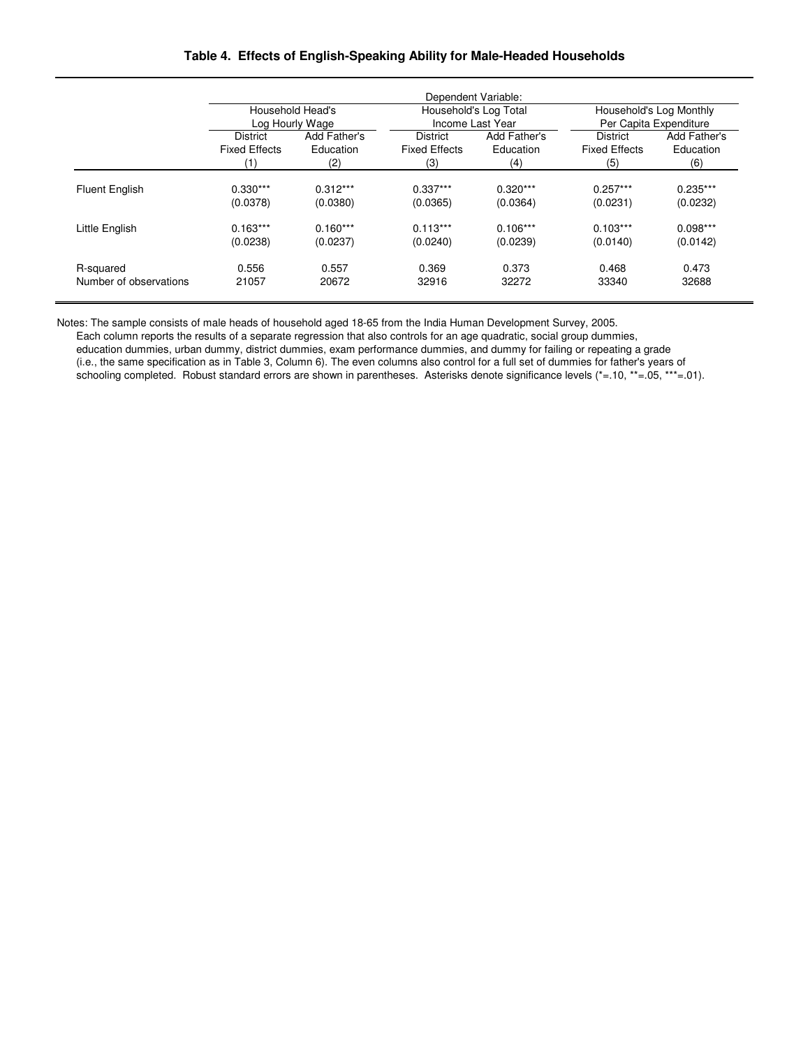**Table 4. Effects of English-Speaking Ability for Male-Headed Households**

| | Dependent Variable: | | | | | |
|---|---|---|---|---|---|---|
| | Household Head's Log Hourly Wage | | Household's Log Total Income Last Year | | Household's Log Monthly Per Capita Expenditure | |
| | District Fixed Effects (1) | Add Father's Education (2) | District Fixed Effects (3) | Add Father's Education (4) | District Fixed Effects (5) | Add Father's Education (6) |
| Fluent English | 0.330*** | 0.312*** | 0.337*** | 0.320*** | 0.257*** | 0.235*** |
| | (0.0378) | (0.0380) | (0.0365) | (0.0364) | (0.0231) | (0.0232) |
| Little English | 0.163*** | 0.160*** | 0.113*** | 0.106*** | 0.103*** | 0.098*** |
| | (0.0238) | (0.0237) | (0.0240) | (0.0239) | (0.0140) | (0.0142) |
| R-squared | 0.556 | 0.557 | 0.369 | 0.373 | 0.468 | 0.473 |
| Number of observations | 21057 | 20672 | 32916 | 32272 | 33340 | 32688 |

Notes: The sample consists of male heads of household aged 18-65 from the India Human Development Survey, 2005. Each column reports the results of a separate regression that also controls for an age quadratic, social group dummies, education dummies, urban dummy, district dummies, exam performance dummies, and dummy for failing or repeating a grade (i.e., the same specification as in Table 3, Column 6). The even columns also control for a full set of dummies for father's years of schooling completed. Robust standard errors are shown in parentheses. Asterisks denote significance levels (*=.10, **=.05, ***=.01).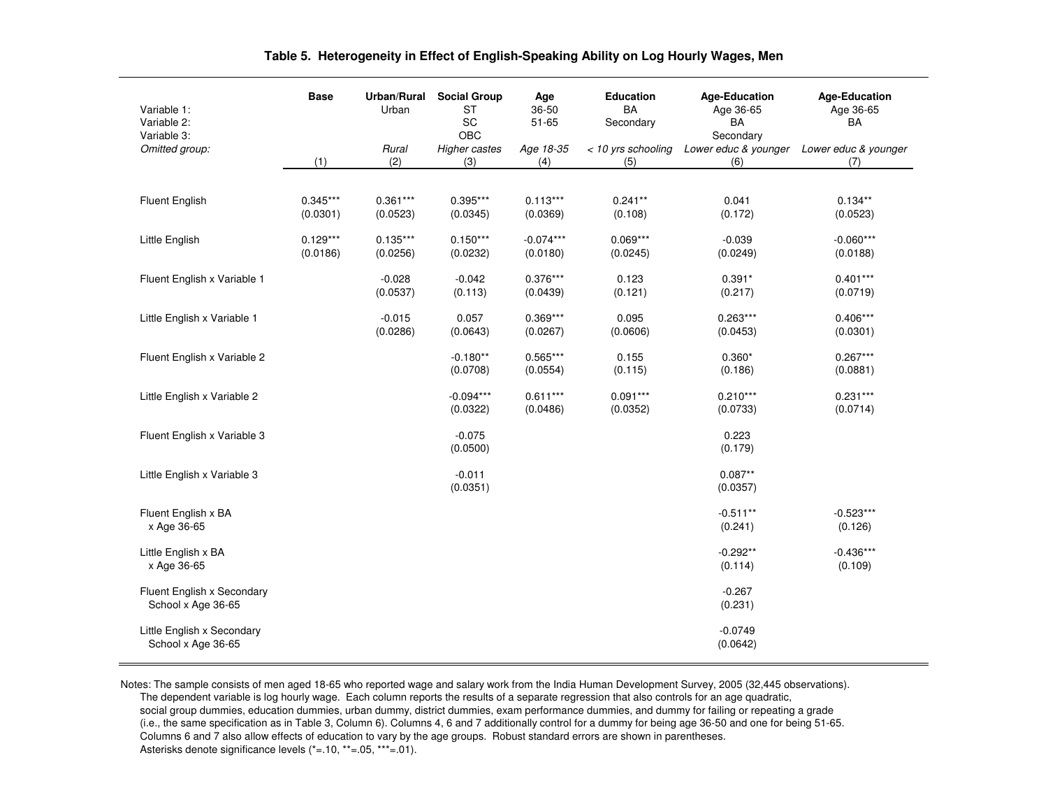### Table 5. Heterogeneity in Effect of English-Speaking Ability on Log Hourly Wages, Men

| | Base | Urban/Rural | Social Group | Age | Education | Age-Education | Age-Education |
|---|---|---|---|---|---|---|---|
| Variable 1: | | Urban | ST | 36-50 | BA | Age 36-65 | Age 36-65 |
| Variable 2: | | | SC | 51-65 | Secondary | BA | BA |
| Variable 3: | | | OBC | | | Secondary | |
| *Omitted group:* | | *Rural* | *Higher castes* | *Age 18-35* | *< 10 yrs schooling* | *Lower educ & younger* | *Lower educ & younger* |
| | (1) | (2) | (3) | (4) | (5) | (6) | (7) |
| Fluent English | 0.345*** | 0.361*** | 0.395*** | 0.113*** | 0.241** | 0.041 | 0.134** |
| | (0.0301) | (0.0523) | (0.0345) | (0.0369) | (0.108) | (0.172) | (0.0523) |
| Little English | 0.129*** | 0.135*** | 0.150*** | -0.074*** | 0.069*** | -0.039 | -0.060*** |
| | (0.0186) | (0.0256) | (0.0232) | (0.0180) | (0.0245) | (0.0249) | (0.0188) |
| Fluent English x Variable 1 | | -0.028 | -0.042 | 0.376*** | 0.123 | 0.391* | 0.401*** |
| | | (0.0537) | (0.113) | (0.0439) | (0.121) | (0.217) | (0.0719) |
| Little English x Variable 1 | | -0.015 | 0.057 | 0.369*** | 0.095 | 0.263*** | 0.406*** |
| | | (0.0286) | (0.0643) | (0.0267) | (0.0606) | (0.0453) | (0.0301) |
| Fluent English x Variable 2 | | | -0.180** | 0.565*** | 0.155 | 0.360* | 0.267*** |
| | | | (0.0708) | (0.0554) | (0.115) | (0.186) | (0.0881) |
| Little English x Variable 2 | | | -0.094*** | 0.611*** | 0.091*** | 0.210*** | 0.231*** |
| | | | (0.0322) | (0.0486) | (0.0352) | (0.0733) | (0.0714) |
| Fluent English x Variable 3 | | | -0.075 | | | 0.223 | |
| | | | (0.0500) | | | (0.179) | |
| Little English x Variable 3 | | | -0.011 | | | 0.087** | |
| | | | (0.0351) | | | (0.0357) | |
| Fluent English x BA x Age 36-65 | | | | | | -0.511** | -0.523*** |
| | | | | | | (0.241) | (0.126) |
| Little English x BA x Age 36-65 | | | | | | -0.292** | -0.436*** |
| | | | | | | (0.114) | (0.109) |
| Fluent English x Secondary School x Age 36-65 | | | | | | -0.267 | |
| | | | | | | (0.231) | |
| Little English x Secondary School x Age 36-65 | | | | | | -0.0749 | |
| | | | | | | (0.0642) | |

Notes: The sample consists of men aged 18-65 who reported wage and salary work from the India Human Development Survey, 2005 (32,445 observations). The dependent variable is log hourly wage. Each column reports the results of a separate regression that also controls for an age quadratic, social group dummies, education dummies, urban dummy, district dummies, exam performance dummies, and dummy for failing or repeating a grade (i.e., the same specification as in Table 3, Column 6). Columns 4, 6 and 7 additionally control for a dummy for being age 36-50 and one for being 51-65. Columns 6 and 7 also allow effects of education to vary by the age groups. Robust standard errors are shown in parentheses. Asterisks denote significance levels (*=.10, **=.05, ***=.01).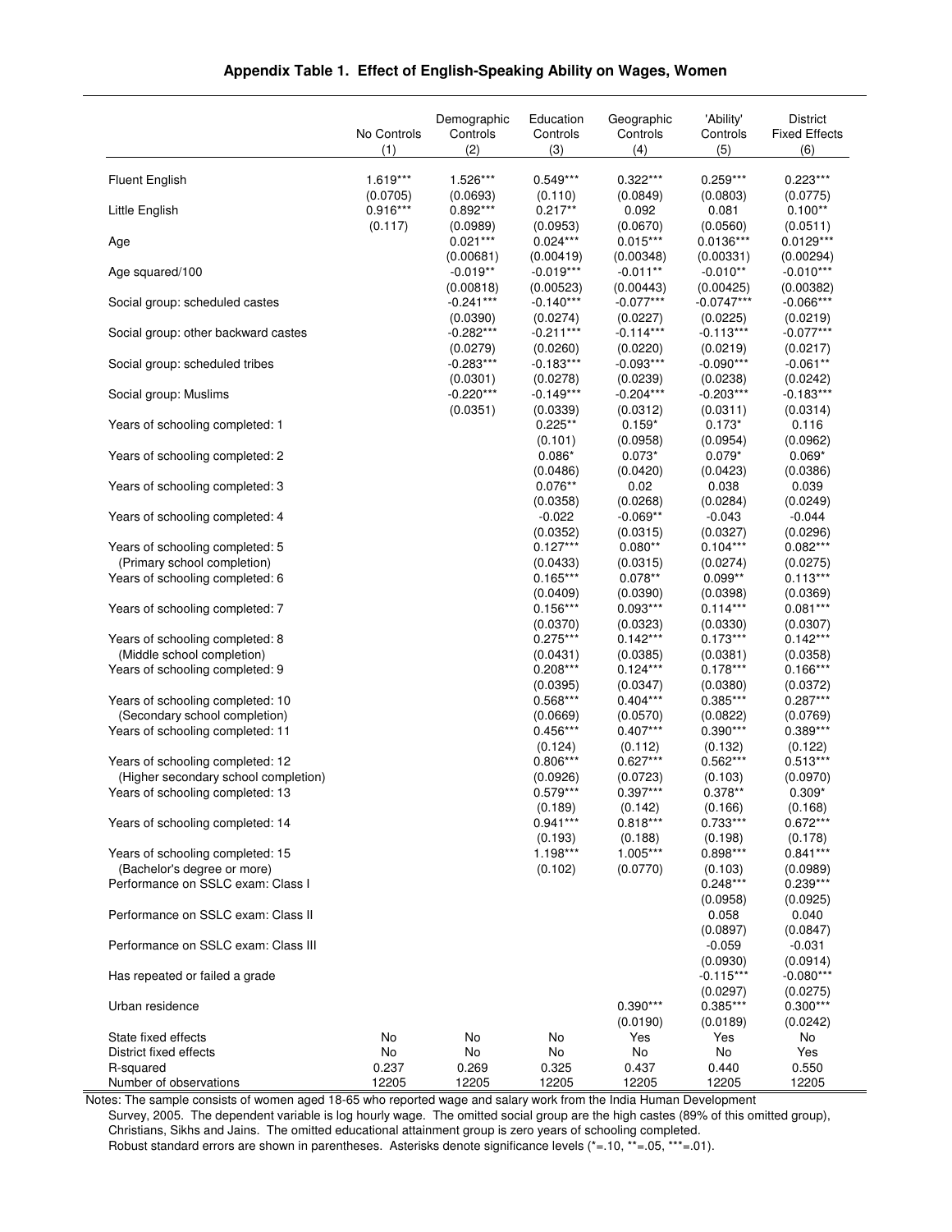**Appendix Table 1. Effect of English-Speaking Ability on Wages, Women**

| | No Controls (1) | Demographic Controls (2) | Education Controls (3) | Geographic Controls (4) | 'Ability' Controls (5) | District Fixed Effects (6) |
|---|---|---|---|---|---|---|
| Fluent English | 1.619*** | 1.526*** | 0.549*** | 0.322*** | 0.259*** | 0.223*** |
| | (0.0705) | (0.0693) | (0.110) | (0.0849) | (0.0803) | (0.0775) |
| Little English | 0.916*** | 0.892*** | 0.217** | 0.092 | 0.081 | 0.100** |
| | (0.117) | (0.0989) | (0.0953) | (0.0670) | (0.0560) | (0.0511) |
| Age | | 0.021*** | 0.024*** | 0.015*** | 0.0136*** | 0.0129*** |
| | | (0.00681) | (0.00419) | (0.00348) | (0.00331) | (0.00294) |
| Age squared/100 | | -0.019** | -0.019*** | -0.011** | -0.010** | -0.010*** |
| | | (0.00818) | (0.00523) | (0.00443) | (0.00425) | (0.00382) |
| Social group: scheduled castes | | -0.241*** | -0.140*** | -0.077*** | -0.0747*** | -0.066*** |
| | | (0.0390) | (0.0274) | (0.0227) | (0.0225) | (0.0219) |
| Social group: other backward castes | | -0.282*** | -0.211*** | -0.114*** | -0.113*** | -0.077*** |
| | | (0.0279) | (0.0260) | (0.0220) | (0.0219) | (0.0217) |
| Social group: scheduled tribes | | -0.283*** | -0.183*** | -0.093*** | -0.090*** | -0.061** |
| | | (0.0301) | (0.0278) | (0.0239) | (0.0238) | (0.0242) |
| Social group: Muslims | | -0.220*** | -0.149*** | -0.204*** | -0.203*** | -0.183*** |
| | | (0.0351) | (0.0339) | (0.0312) | (0.0311) | (0.0314) |
| Years of schooling completed: 1 | | | 0.225** | 0.159* | 0.173* | 0.116 |
| | | | (0.101) | (0.0958) | (0.0954) | (0.0962) |
| Years of schooling completed: 2 | | | 0.086* | 0.073* | 0.079* | 0.069* |
| | | | (0.0486) | (0.0420) | (0.0423) | (0.0386) |
| Years of schooling completed: 3 | | | 0.076** | 0.02 | 0.038 | 0.039 |
| | | | (0.0358) | (0.0268) | (0.0284) | (0.0249) |
| Years of schooling completed: 4 | | | -0.022 | -0.069** | -0.043 | -0.044 |
| | | | (0.0352) | (0.0315) | (0.0327) | (0.0296) |
| Years of schooling completed: 5 | | | 0.127*** | 0.080** | 0.104*** | 0.082*** |
| (Primary school completion) | | | (0.0433) | (0.0315) | (0.0274) | (0.0275) |
| Years of schooling completed: 6 | | | 0.165*** | 0.078** | 0.099** | 0.113*** |
| | | | (0.0409) | (0.0390) | (0.0398) | (0.0369) |
| Years of schooling completed: 7 | | | 0.156*** | 0.093*** | 0.114*** | 0.081*** |
| | | | (0.0370) | (0.0323) | (0.0330) | (0.0307) |
| Years of schooling completed: 8 | | | 0.275*** | 0.142*** | 0.173*** | 0.142*** |
| (Middle school completion) | | | (0.0431) | (0.0385) | (0.0381) | (0.0358) |
| Years of schooling completed: 9 | | | 0.208*** | 0.124*** | 0.178*** | 0.166*** |
| | | | (0.0395) | (0.0347) | (0.0380) | (0.0372) |
| Years of schooling completed: 10 | | | 0.568*** | 0.404*** | 0.385*** | 0.287*** |
| (Secondary school completion) | | | (0.0669) | (0.0570) | (0.0822) | (0.0769) |
| Years of schooling completed: 11 | | | 0.456*** | 0.407*** | 0.390*** | 0.389*** |
| | | | (0.124) | (0.112) | (0.132) | (0.122) |
| Years of schooling completed: 12 | | | 0.806*** | 0.627*** | 0.562*** | 0.513*** |
| (Higher secondary school completion) | | | (0.0926) | (0.0723) | (0.103) | (0.0970) |
| Years of schooling completed: 13 | | | 0.579*** | 0.397*** | 0.378** | 0.309* |
| | | | (0.189) | (0.142) | (0.166) | (0.168) |
| Years of schooling completed: 14 | | | 0.941*** | 0.818*** | 0.733*** | 0.672*** |
| | | | (0.193) | (0.188) | (0.198) | (0.178) |
| Years of schooling completed: 15 | | | 1.198*** | 1.005*** | 0.898*** | 0.841*** |
| (Bachelor's degree or more) | | | (0.102) | (0.0770) | (0.103) | (0.0989) |
| Performance on SSLC exam: Class I | | | | | 0.248*** | 0.239*** |
| | | | | | (0.0958) | (0.0925) |
| Performance on SSLC exam: Class II | | | | | 0.058 | 0.040 |
| | | | | | (0.0897) | (0.0847) |
| Performance on SSLC exam: Class III | | | | | -0.059 | -0.031 |
| | | | | | (0.0930) | (0.0914) |
| Has repeated or failed a grade | | | | | -0.115*** | -0.080*** |
| | | | | | (0.0297) | (0.0275) |
| Urban residence | | | | 0.390*** | 0.385*** | 0.300*** |
| | | | | (0.0190) | (0.0189) | (0.0242) |
| State fixed effects | No | No | No | Yes | Yes | No |
| District fixed effects | No | No | No | No | No | Yes |
| R-squared | 0.237 | 0.269 | 0.325 | 0.437 | 0.440 | 0.550 |
| Number of observations | 12205 | 12205 | 12205 | 12205 | 12205 | 12205 |

Notes: The sample consists of women aged 18-65 who reported wage and salary work from the India Human Development Survey, 2005. The dependent variable is log hourly wage. The omitted social group are the high castes (89% of this omitted group), Christians, Sikhs and Jains. The omitted educational attainment group is zero years of schooling completed. Robust standard errors are shown in parentheses. Asterisks denote significance levels (*=.10, **=.05, ***=.01).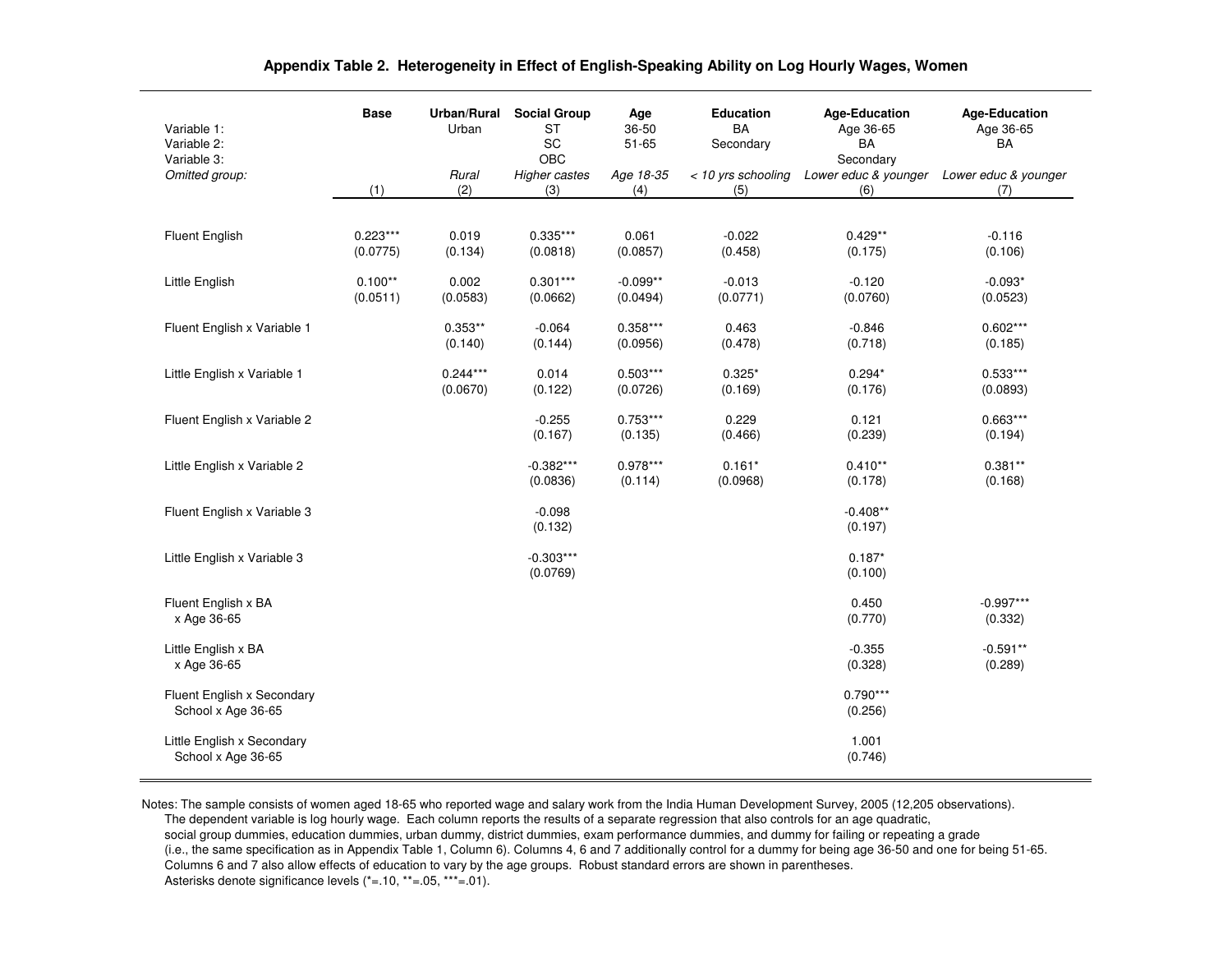## Appendix Table 2. Heterogeneity in Effect of English-Speaking Ability on Log Hourly Wages, Women

| | Base | Urban/Rural | Social Group | Age | Education | Age-Education | Age-Education |
|---|---|---|---|---|---|---|---|
| Variable 1: | | Urban | ST | 36-50 | BA | Age 36-65 | Age 36-65 |
| Variable 2: | | | SC | 51-65 | Secondary | BA | BA |
| Variable 3: | | | OBC | | | Secondary | |
| *Omitted group:* | | *Rural* | *Higher castes* | *Age 18-35* | *< 10 yrs schooling* | *Lower educ & younger* | *Lower educ & younger* |
| | (1) | (2) | (3) | (4) | (5) | (6) | (7) |
| Fluent English | 0.223*** | 0.019 | 0.335*** | 0.061 | -0.022 | 0.429** | -0.116 |
| | (0.0775) | (0.134) | (0.0818) | (0.0857) | (0.458) | (0.175) | (0.106) |
| Little English | 0.100** | 0.002 | 0.301*** | -0.099** | -0.013 | -0.120 | -0.093* |
| | (0.0511) | (0.0583) | (0.0662) | (0.0494) | (0.0771) | (0.0760) | (0.0523) |
| Fluent English x Variable 1 | | 0.353** | -0.064 | 0.358*** | 0.463 | -0.846 | 0.602*** |
| | | (0.140) | (0.144) | (0.0956) | (0.478) | (0.718) | (0.185) |
| Little English x Variable 1 | | 0.244*** | 0.014 | 0.503*** | 0.325* | 0.294* | 0.533*** |
| | | (0.0670) | (0.122) | (0.0726) | (0.169) | (0.176) | (0.0893) |
| Fluent English x Variable 2 | | | -0.255 | 0.753*** | 0.229 | 0.121 | 0.663*** |
| | | | (0.167) | (0.135) | (0.466) | (0.239) | (0.194) |
| Little English x Variable 2 | | | -0.382*** | 0.978*** | 0.161* | 0.410** | 0.381** |
| | | | (0.0836) | (0.114) | (0.0968) | (0.178) | (0.168) |
| Fluent English x Variable 3 | | | -0.098 | | | -0.408** | |
| | | | (0.132) | | | (0.197) | |
| Little English x Variable 3 | | | -0.303*** | | | 0.187* | |
| | | | (0.0769) | | | (0.100) | |
| Fluent English x BA x Age 36-65 | | | | | | 0.450 | -0.997*** |
| | | | | | | (0.770) | (0.332) |
| Little English x BA x Age 36-65 | | | | | | -0.355 | -0.591** |
| | | | | | | (0.328) | (0.289) |
| Fluent English x Secondary School x Age 36-65 | | | | | | 0.790*** | |
| | | | | | | (0.256) | |
| Little English x Secondary School x Age 36-65 | | | | | | 1.001 | |
| | | | | | | (0.746) | |

Notes: The sample consists of women aged 18-65 who reported wage and salary work from the India Human Development Survey, 2005 (12,205 observations). The dependent variable is log hourly wage. Each column reports the results of a separate regression that also controls for an age quadratic, social group dummies, education dummies, urban dummy, district dummies, exam performance dummies, and dummy for failing or repeating a grade (i.e., the same specification as in Appendix Table 1, Column 6). Columns 4, 6 and 7 additionally control for a dummy for being age 36-50 and one for being 51-65. Columns 6 and 7 also allow effects of education to vary by the age groups. Robust standard errors are shown in parentheses. Asterisks denote significance levels (*=.10, **=.05, ***=.01).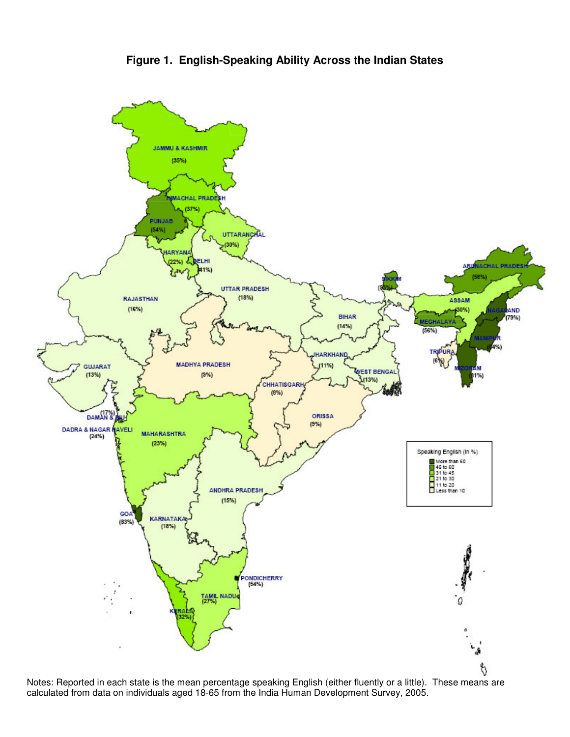**Figure 1. English-Speaking Ability Across the Indian States**

JAMMU & KASHMIR (35%)
HIMACHAL PRADESH (37%)
PUNJAB (54%)
UTTARANCHAL (30%)
HARYANA (22%)
DELHI (41%)
RAJASTHAN (16%)
UTTAR PRADESH (18%)
SIKKIM (53%)
ARUNACHAL PRADESH (58%)
ASSAM (30%)
NAGALAND (79%)
MEGHALAYA (56%)
MANIPUR (64%)
TRIPURA (6%)
MIZORAM (61%)
BIHAR (14%)
JHARKHAND (11%)
WEST BENGAL (13%)
GUJARAT (13%)
MADHYA PRADESH (9%)
CHHATISGARH (8%)
ORISSA (9%)
DAMAN & DIU (17%)
DADRA & NAGAR HAVELI (24%)
MAHARASHTRA (23%)
ANDHRA PRADESH (15%)
GOA (83%)
KARNATAKA (18%)
PONDICHERRY (54%)
TAMIL NADU (27%)
KERALA (32%)

Speaking English (in %)
More than 60
46 to 60
31 to 45
21 to 30
11 to 20
Less than 10

Notes: Reported in each state is the mean percentage speaking English (either fluently or a little). These means are calculated from data on individuals aged 18-65 from the India Human Development Survey, 2005.